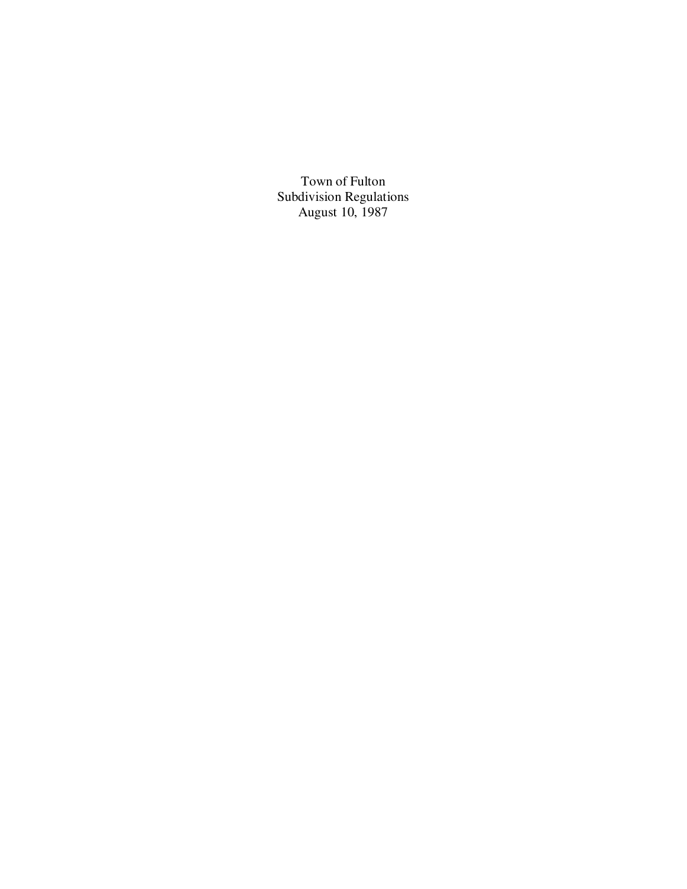# Town of Fulton
# Subdivision Regulations
# August 10, 1987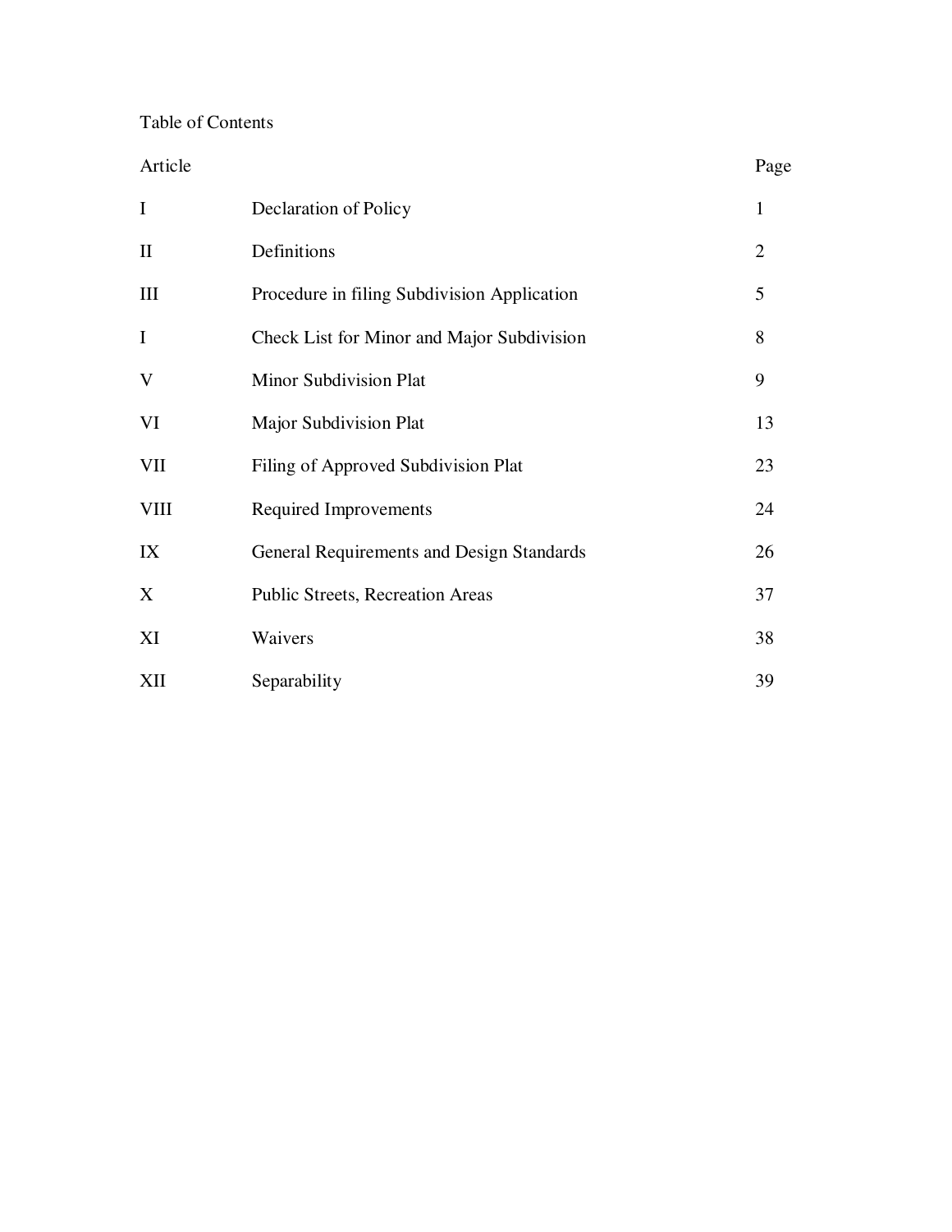# Table of Contents

| Article | | Page |
|---|---|---|
| I | Declaration of Policy | 1 |
| II | Definitions | 2 |
| III | Procedure in filing Subdivision Application | 5 |
| I | Check List for Minor and Major Subdivision | 8 |
| V | Minor Subdivision Plat | 9 |
| VI | Major Subdivision Plat | 13 |
| VII | Filing of Approved Subdivision Plat | 23 |
| VIII | Required Improvements | 24 |
| IX | General Requirements and Design Standards | 26 |
| X | Public Streets, Recreation Areas | 37 |
| XI | Waivers | 38 |
| XII | Separability | 39 |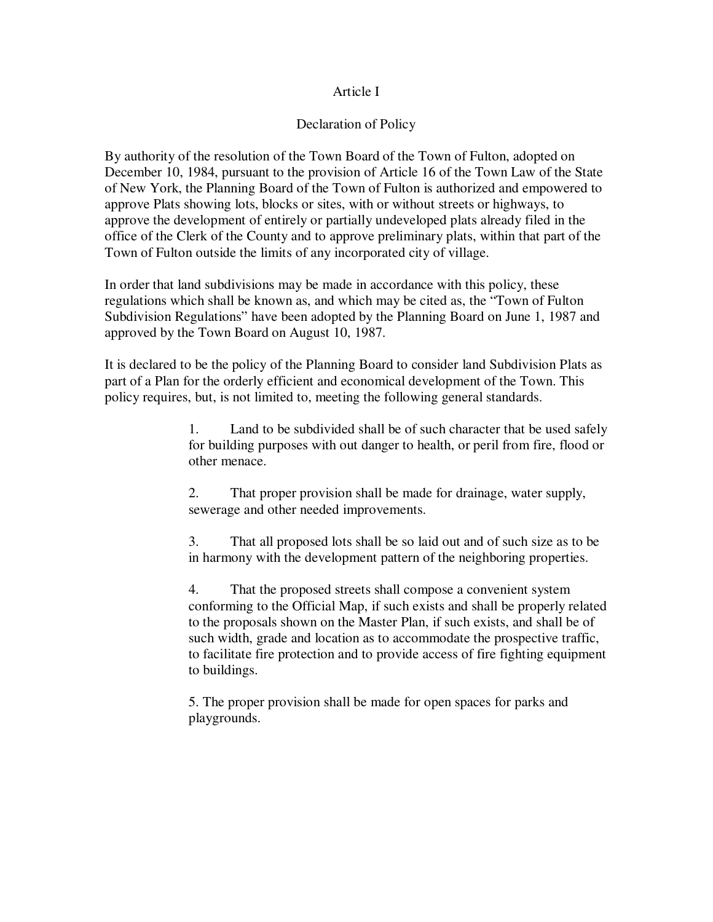# Article I

## Declaration of Policy

By authority of the resolution of the Town Board of the Town of Fulton, adopted on December 10, 1984, pursuant to the provision of Article 16 of the Town Law of the State of New York, the Planning Board of the Town of Fulton is authorized and empowered to approve Plats showing lots, blocks or sites, with or without streets or highways, to approve the development of entirely or partially undeveloped plats already filed in the office of the Clerk of the County and to approve preliminary plats, within that part of the Town of Fulton outside the limits of any incorporated city of village.

In order that land subdivisions may be made in accordance with this policy, these regulations which shall be known as, and which may be cited as, the "Town of Fulton Subdivision Regulations" have been adopted by the Planning Board on June 1, 1987 and approved by the Town Board on August 10, 1987.

It is declared to be the policy of the Planning Board to consider land Subdivision Plats as part of a Plan for the orderly efficient and economical development of the Town. This policy requires, but, is not limited to, meeting the following general standards.

1. Land to be subdivided shall be of such character that be used safely for building purposes with out danger to health, or peril from fire, flood or other menace.

2. That proper provision shall be made for drainage, water supply, sewerage and other needed improvements.

3. That all proposed lots shall be so laid out and of such size as to be in harmony with the development pattern of the neighboring properties.

4. That the proposed streets shall compose a convenient system conforming to the Official Map, if such exists and shall be properly related to the proposals shown on the Master Plan, if such exists, and shall be of such width, grade and location as to accommodate the prospective traffic, to facilitate fire protection and to provide access of fire fighting equipment to buildings.

5. The proper provision shall be made for open spaces for parks and playgrounds.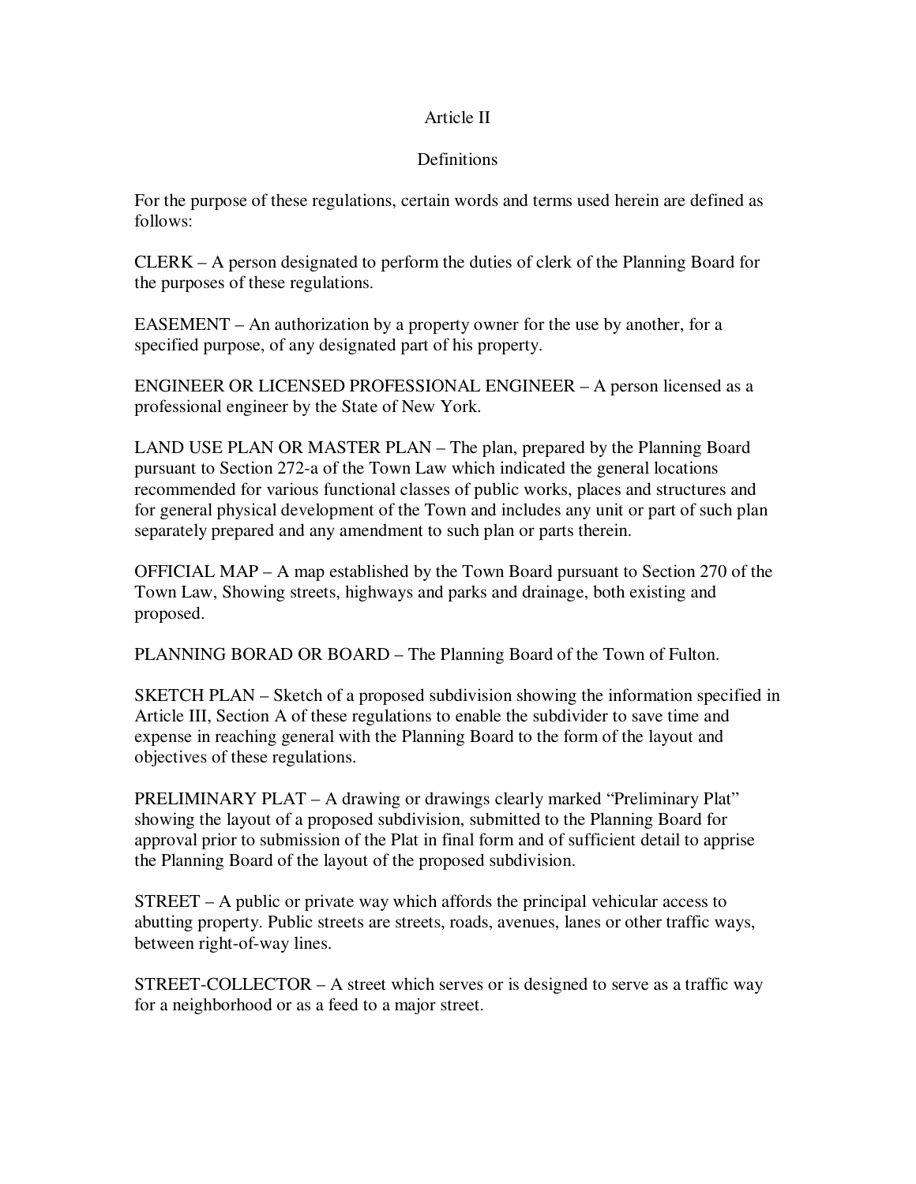# Article II

## Definitions

For the purpose of these regulations, certain words and terms used herein are defined as follows:

CLERK – A person designated to perform the duties of clerk of the Planning Board for the purposes of these regulations.

EASEMENT – An authorization by a property owner for the use by another, for a specified purpose, of any designated part of his property.

ENGINEER OR LICENSED PROFESSIONAL ENGINEER – A person licensed as a professional engineer by the State of New York.

LAND USE PLAN OR MASTER PLAN – The plan, prepared by the Planning Board pursuant to Section 272-a of the Town Law which indicated the general locations recommended for various functional classes of public works, places and structures and for general physical development of the Town and includes any unit or part of such plan separately prepared and any amendment to such plan or parts therein.

OFFICIAL MAP – A map established by the Town Board pursuant to Section 270 of the Town Law, Showing streets, highways and parks and drainage, both existing and proposed.

PLANNING BORAD OR BOARD – The Planning Board of the Town of Fulton.

SKETCH PLAN – Sketch of a proposed subdivision showing the information specified in Article III, Section A of these regulations to enable the subdivider to save time and expense in reaching general with the Planning Board to the form of the layout and objectives of these regulations.

PRELIMINARY PLAT – A drawing or drawings clearly marked "Preliminary Plat" showing the layout of a proposed subdivision, submitted to the Planning Board for approval prior to submission of the Plat in final form and of sufficient detail to apprise the Planning Board of the layout of the proposed subdivision.

STREET – A public or private way which affords the principal vehicular access to abutting property. Public streets are streets, roads, avenues, lanes or other traffic ways, between right-of-way lines.

STREET-COLLECTOR – A street which serves or is designed to serve as a traffic way for a neighborhood or as a feed to a major street.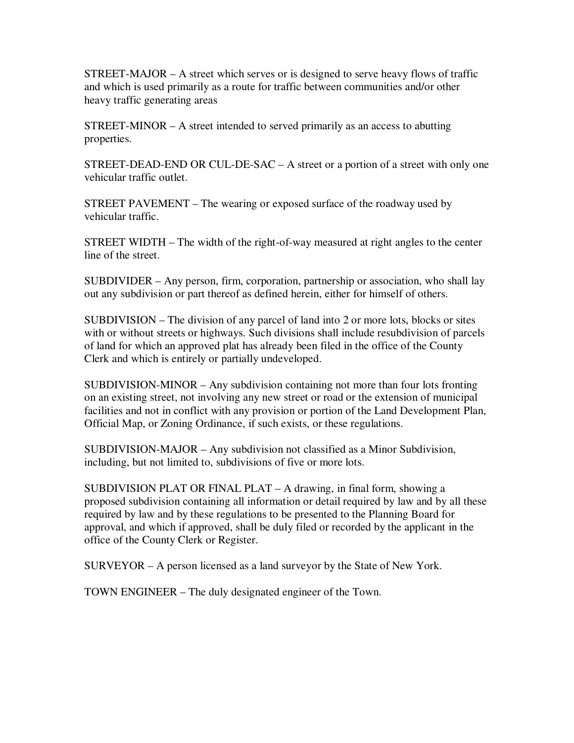STREET-MAJOR – A street which serves or is designed to serve heavy flows of traffic and which is used primarily as a route for traffic between communities and/or other heavy traffic generating areas

STREET-MINOR – A street intended to served primarily as an access to abutting properties.

STREET-DEAD-END OR CUL-DE-SAC – A street or a portion of a street with only one vehicular traffic outlet.

STREET PAVEMENT – The wearing or exposed surface of the roadway used by vehicular traffic.

STREET WIDTH – The width of the right-of-way measured at right angles to the center line of the street.

SUBDIVIDER – Any person, firm, corporation, partnership or association, who shall lay out any subdivision or part thereof as defined herein, either for himself of others.

SUBDIVISION – The division of any parcel of land into 2 or more lots, blocks or sites with or without streets or highways. Such divisions shall include resubdivision of parcels of land for which an approved plat has already been filed in the office of the County Clerk and which is entirely or partially undeveloped.

SUBDIVISION-MINOR – Any subdivision containing not more than four lots fronting on an existing street, not involving any new street or road or the extension of municipal facilities and not in conflict with any provision or portion of the Land Development Plan, Official Map, or Zoning Ordinance, if such exists, or these regulations.

SUBDIVISION-MAJOR – Any subdivision not classified as a Minor Subdivision, including, but not limited to, subdivisions of five or more lots.

SUBDIVISION PLAT OR FINAL PLAT – A drawing, in final form, showing a proposed subdivision containing all information or detail required by law and by all these required by law and by these regulations to be presented to the Planning Board for approval, and which if approved, shall be duly filed or recorded by the applicant in the office of the County Clerk or Register.

SURVEYOR – A person licensed as a land surveyor by the State of New York.

TOWN ENGINEER – The duly designated engineer of the Town.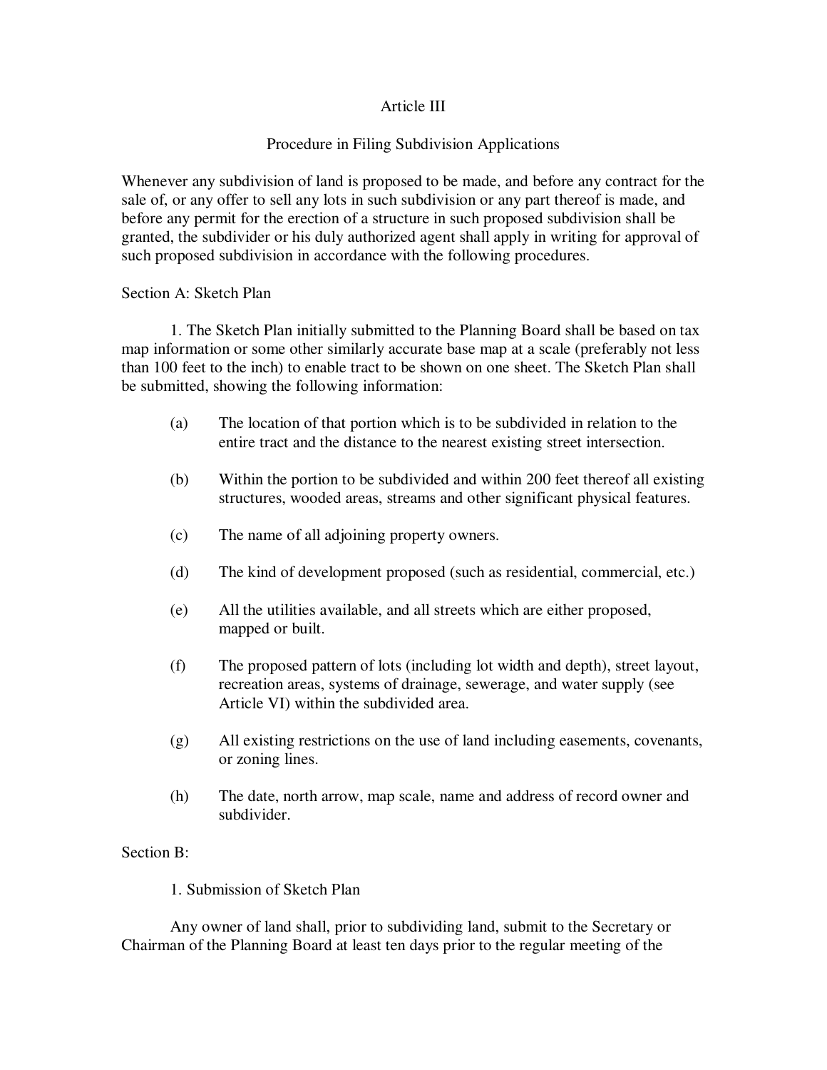# Article III

## Procedure in Filing Subdivision Applications

Whenever any subdivision of land is proposed to be made, and before any contract for the sale of, or any offer to sell any lots in such subdivision or any part thereof is made, and before any permit for the erection of a structure in such proposed subdivision shall be granted, the subdivider or his duly authorized agent shall apply in writing for approval of such proposed subdivision in accordance with the following procedures.

### Section A: Sketch Plan

1. The Sketch Plan initially submitted to the Planning Board shall be based on tax map information or some other similarly accurate base map at a scale (preferably not less than 100 feet to the inch) to enable tract to be shown on one sheet. The Sketch Plan shall be submitted, showing the following information:

(a) The location of that portion which is to be subdivided in relation to the entire tract and the distance to the nearest existing street intersection.

(b) Within the portion to be subdivided and within 200 feet thereof all existing structures, wooded areas, streams and other significant physical features.

(c) The name of all adjoining property owners.

(d) The kind of development proposed (such as residential, commercial, etc.)

(e) All the utilities available, and all streets which are either proposed, mapped or built.

(f) The proposed pattern of lots (including lot width and depth), street layout, recreation areas, systems of drainage, sewerage, and water supply (see Article VI) within the subdivided area.

(g) All existing restrictions on the use of land including easements, covenants, or zoning lines.

(h) The date, north arrow, map scale, name and address of record owner and subdivider.

### Section B:

1. Submission of Sketch Plan

Any owner of land shall, prior to subdividing land, submit to the Secretary or Chairman of the Planning Board at least ten days prior to the regular meeting of the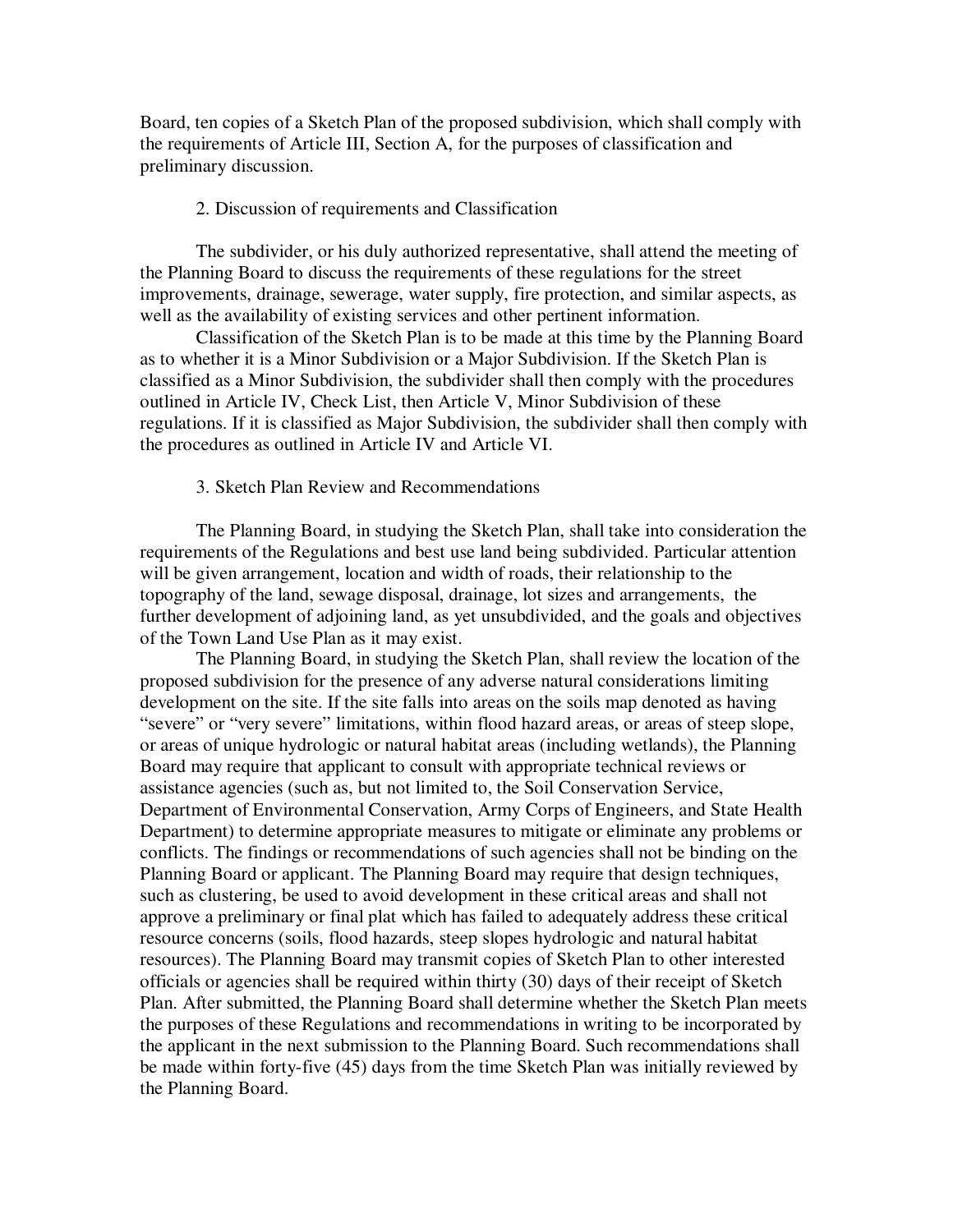Board, ten copies of a Sketch Plan of the proposed subdivision, which shall comply with the requirements of Article III, Section A, for the purposes of classification and preliminary discussion.

2. Discussion of requirements and Classification

The subdivider, or his duly authorized representative, shall attend the meeting of the Planning Board to discuss the requirements of these regulations for the street improvements, drainage, sewerage, water supply, fire protection, and similar aspects, as well as the availability of existing services and other pertinent information.

Classification of the Sketch Plan is to be made at this time by the Planning Board as to whether it is a Minor Subdivision or a Major Subdivision. If the Sketch Plan is classified as a Minor Subdivision, the subdivider shall then comply with the procedures outlined in Article IV, Check List, then Article V, Minor Subdivision of these regulations. If it is classified as Major Subdivision, the subdivider shall then comply with the procedures as outlined in Article IV and Article VI.

3. Sketch Plan Review and Recommendations

The Planning Board, in studying the Sketch Plan, shall take into consideration the requirements of the Regulations and best use land being subdivided. Particular attention will be given arrangement, location and width of roads, their relationship to the topography of the land, sewage disposal, drainage, lot sizes and arrangements, the further development of adjoining land, as yet unsubdivided, and the goals and objectives of the Town Land Use Plan as it may exist.

The Planning Board, in studying the Sketch Plan, shall review the location of the proposed subdivision for the presence of any adverse natural considerations limiting development on the site. If the site falls into areas on the soils map denoted as having "severe" or "very severe" limitations, within flood hazard areas, or areas of steep slope, or areas of unique hydrologic or natural habitat areas (including wetlands), the Planning Board may require that applicant to consult with appropriate technical reviews or assistance agencies (such as, but not limited to, the Soil Conservation Service, Department of Environmental Conservation, Army Corps of Engineers, and State Health Department) to determine appropriate measures to mitigate or eliminate any problems or conflicts. The findings or recommendations of such agencies shall not be binding on the Planning Board or applicant. The Planning Board may require that design techniques, such as clustering, be used to avoid development in these critical areas and shall not approve a preliminary or final plat which has failed to adequately address these critical resource concerns (soils, flood hazards, steep slopes hydrologic and natural habitat resources). The Planning Board may transmit copies of Sketch Plan to other interested officials or agencies shall be required within thirty (30) days of their receipt of Sketch Plan. After submitted, the Planning Board shall determine whether the Sketch Plan meets the purposes of these Regulations and recommendations in writing to be incorporated by the applicant in the next submission to the Planning Board. Such recommendations shall be made within forty-five (45) days from the time Sketch Plan was initially reviewed by the Planning Board.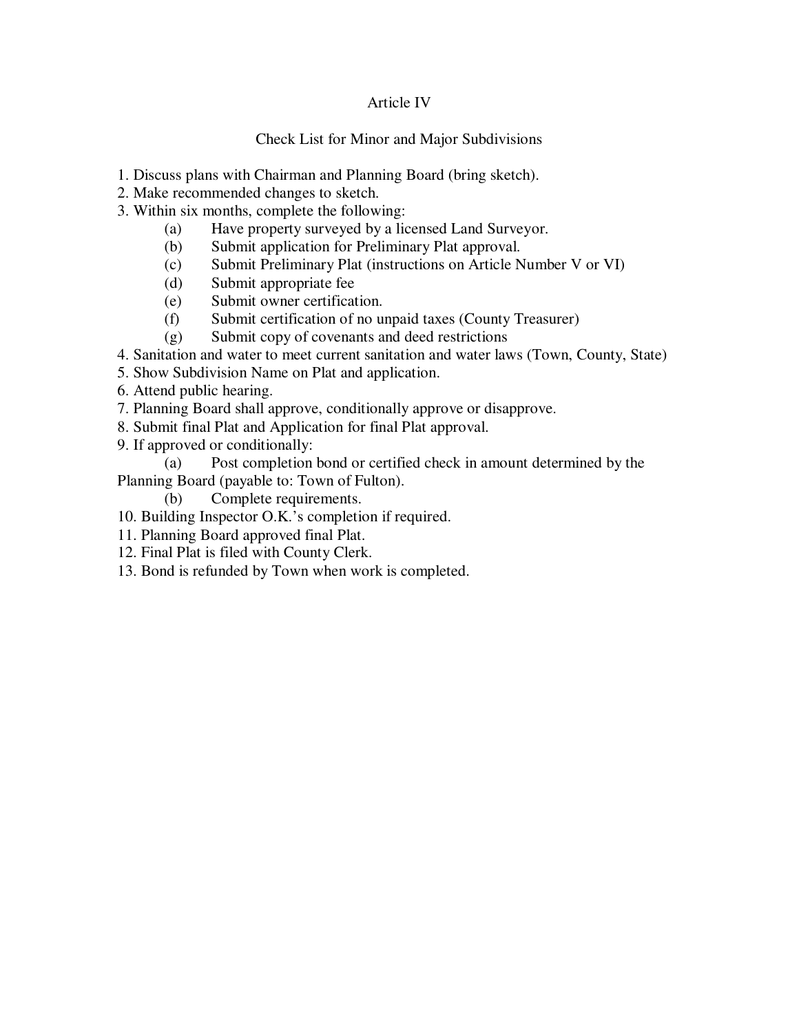# Article IV

## Check List for Minor and Major Subdivisions

1. Discuss plans with Chairman and Planning Board (bring sketch).
2. Make recommended changes to sketch.
3. Within six months, complete the following:
   - (a) Have property surveyed by a licensed Land Surveyor.
   - (b) Submit application for Preliminary Plat approval.
   - (c) Submit Preliminary Plat (instructions on Article Number V or VI)
   - (d) Submit appropriate fee
   - (e) Submit owner certification.
   - (f) Submit certification of no unpaid taxes (County Treasurer)
   - (g) Submit copy of covenants and deed restrictions
4. Sanitation and water to meet current sanitation and water laws (Town, County, State)
5. Show Subdivision Name on Plat and application.
6. Attend public hearing.
7. Planning Board shall approve, conditionally approve or disapprove.
8. Submit final Plat and Application for final Plat approval.
9. If approved or conditionally:
   - (a) Post completion bond or certified check in amount determined by the Planning Board (payable to: Town of Fulton).
   - (b) Complete requirements.
10. Building Inspector O.K.'s completion if required.
11. Planning Board approved final Plat.
12. Final Plat is filed with County Clerk.
13. Bond is refunded by Town when work is completed.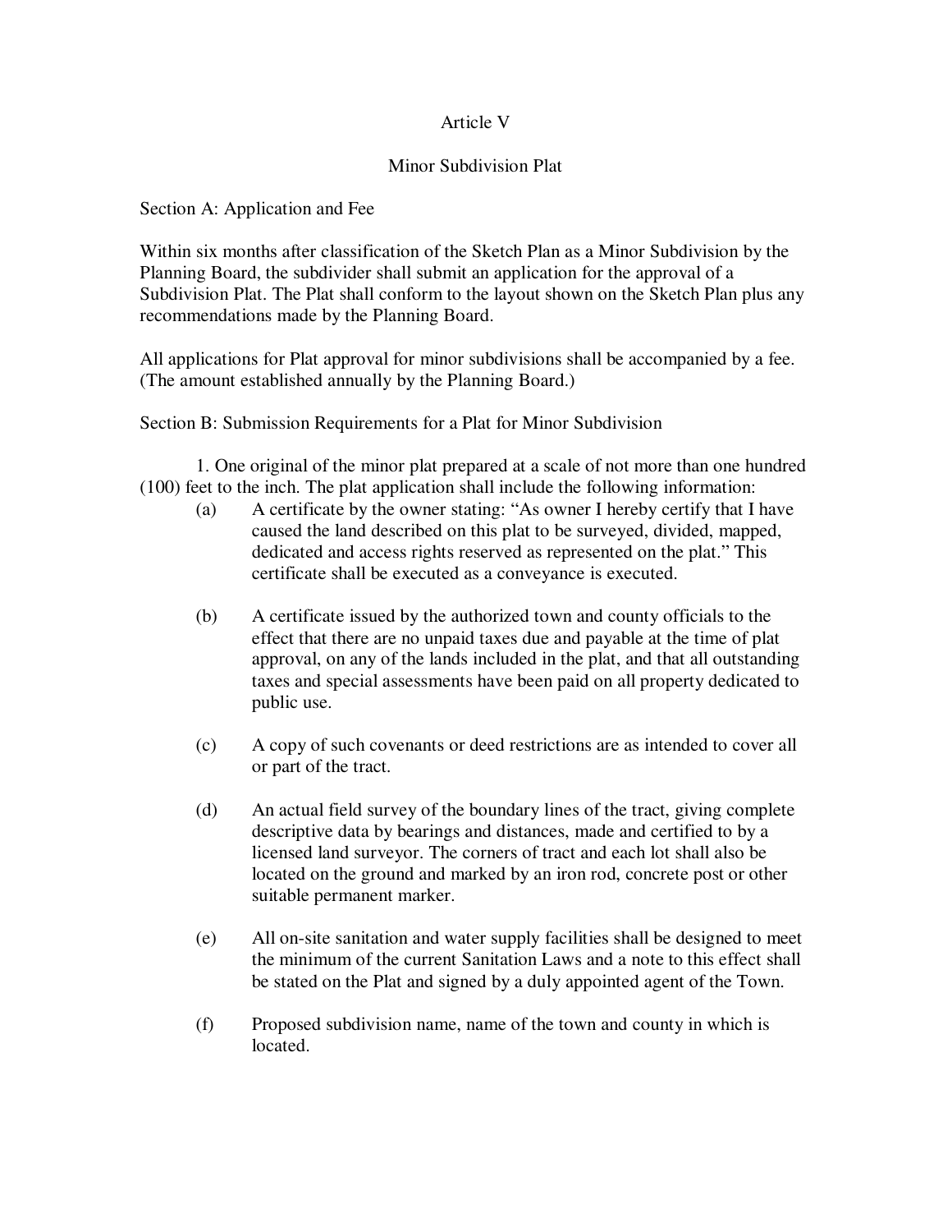# Article V

## Minor Subdivision Plat

### Section A: Application and Fee

Within six months after classification of the Sketch Plan as a Minor Subdivision by the Planning Board, the subdivider shall submit an application for the approval of a Subdivision Plat. The Plat shall conform to the layout shown on the Sketch Plan plus any recommendations made by the Planning Board.

All applications for Plat approval for minor subdivisions shall be accompanied by a fee. (The amount established annually by the Planning Board.)

### Section B: Submission Requirements for a Plat for Minor Subdivision

1. One original of the minor plat prepared at a scale of not more than one hundred (100) feet to the inch. The plat application shall include the following information:

   (a) A certificate by the owner stating: "As owner I hereby certify that I have caused the land described on this plat to be surveyed, divided, mapped, dedicated and access rights reserved as represented on the plat." This certificate shall be executed as a conveyance is executed.

   (b) A certificate issued by the authorized town and county officials to the effect that there are no unpaid taxes due and payable at the time of plat approval, on any of the lands included in the plat, and that all outstanding taxes and special assessments have been paid on all property dedicated to public use.

   (c) A copy of such covenants or deed restrictions are as intended to cover all or part of the tract.

   (d) An actual field survey of the boundary lines of the tract, giving complete descriptive data by bearings and distances, made and certified to by a licensed land surveyor. The corners of tract and each lot shall also be located on the ground and marked by an iron rod, concrete post or other suitable permanent marker.

   (e) All on-site sanitation and water supply facilities shall be designed to meet the minimum of the current Sanitation Laws and a note to this effect shall be stated on the Plat and signed by a duly appointed agent of the Town.

   (f) Proposed subdivision name, name of the town and county in which is located.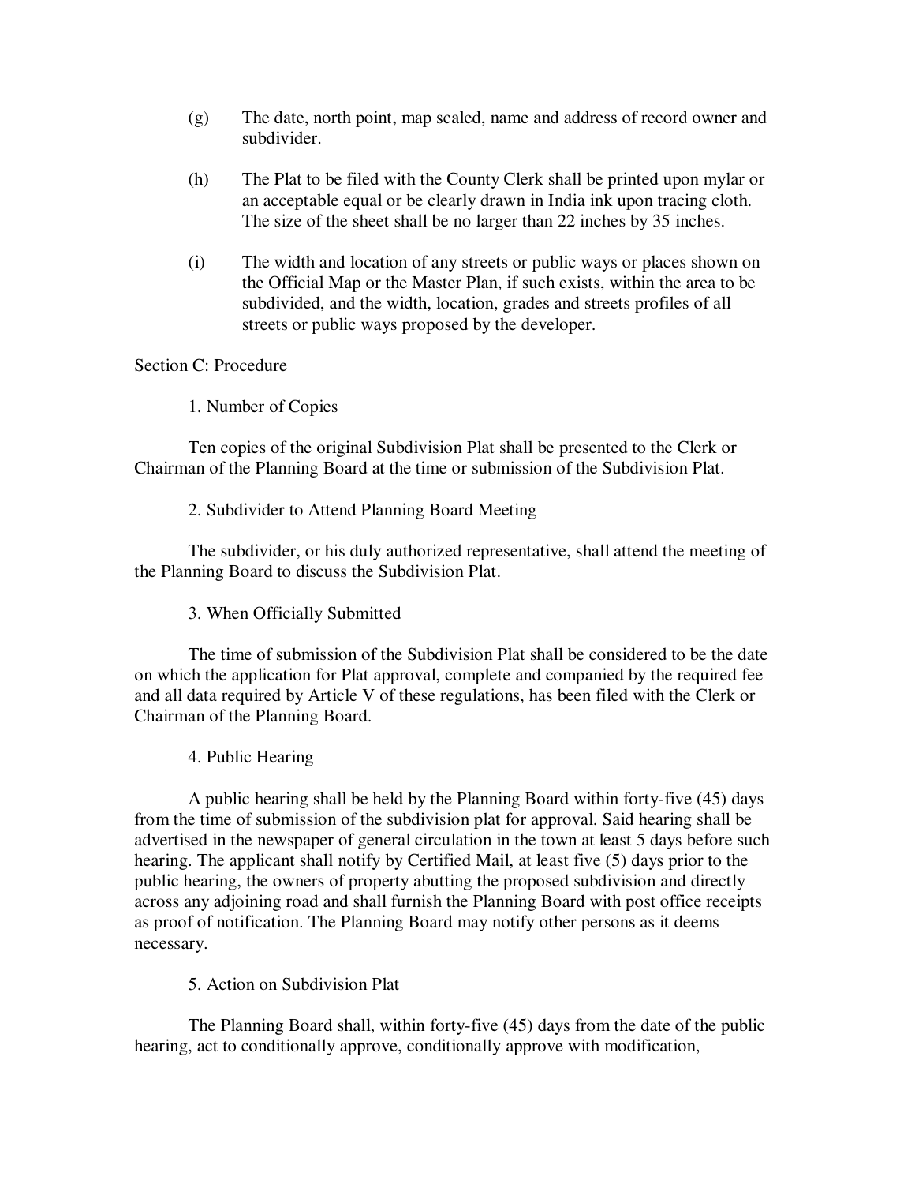(g) The date, north point, map scaled, name and address of record owner and subdivider.

(h) The Plat to be filed with the County Clerk shall be printed upon mylar or an acceptable equal or be clearly drawn in India ink upon tracing cloth. The size of the sheet shall be no larger than 22 inches by 35 inches.

(i) The width and location of any streets or public ways or places shown on the Official Map or the Master Plan, if such exists, within the area to be subdivided, and the width, location, grades and streets profiles of all streets or public ways proposed by the developer.

Section C: Procedure

1. Number of Copies

Ten copies of the original Subdivision Plat shall be presented to the Clerk or Chairman of the Planning Board at the time or submission of the Subdivision Plat.

2. Subdivider to Attend Planning Board Meeting

The subdivider, or his duly authorized representative, shall attend the meeting of the Planning Board to discuss the Subdivision Plat.

3. When Officially Submitted

The time of submission of the Subdivision Plat shall be considered to be the date on which the application for Plat approval, complete and companied by the required fee and all data required by Article V of these regulations, has been filed with the Clerk or Chairman of the Planning Board.

4. Public Hearing

A public hearing shall be held by the Planning Board within forty-five (45) days from the time of submission of the subdivision plat for approval. Said hearing shall be advertised in the newspaper of general circulation in the town at least 5 days before such hearing. The applicant shall notify by Certified Mail, at least five (5) days prior to the public hearing, the owners of property abutting the proposed subdivision and directly across any adjoining road and shall furnish the Planning Board with post office receipts as proof of notification. The Planning Board may notify other persons as it deems necessary.

5. Action on Subdivision Plat

The Planning Board shall, within forty-five (45) days from the date of the public hearing, act to conditionally approve, conditionally approve with modification,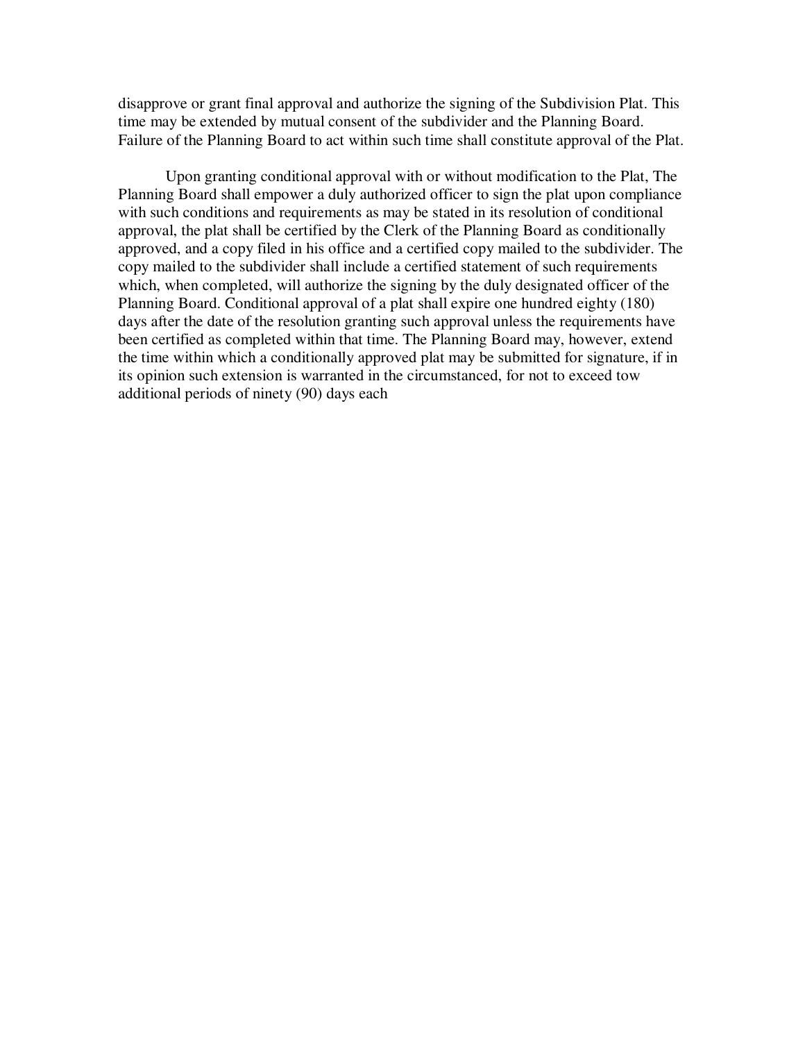disapprove or grant final approval and authorize the signing of the Subdivision Plat. This time may be extended by mutual consent of the subdivider and the Planning Board. Failure of the Planning Board to act within such time shall constitute approval of the Plat.

Upon granting conditional approval with or without modification to the Plat, The Planning Board shall empower a duly authorized officer to sign the plat upon compliance with such conditions and requirements as may be stated in its resolution of conditional approval, the plat shall be certified by the Clerk of the Planning Board as conditionally approved, and a copy filed in his office and a certified copy mailed to the subdivider. The copy mailed to the subdivider shall include a certified statement of such requirements which, when completed, will authorize the signing by the duly designated officer of the Planning Board. Conditional approval of a plat shall expire one hundred eighty (180) days after the date of the resolution granting such approval unless the requirements have been certified as completed within that time. The Planning Board may, however, extend the time within which a conditionally approved plat may be submitted for signature, if in its opinion such extension is warranted in the circumstanced, for not to exceed tow additional periods of ninety (90) days each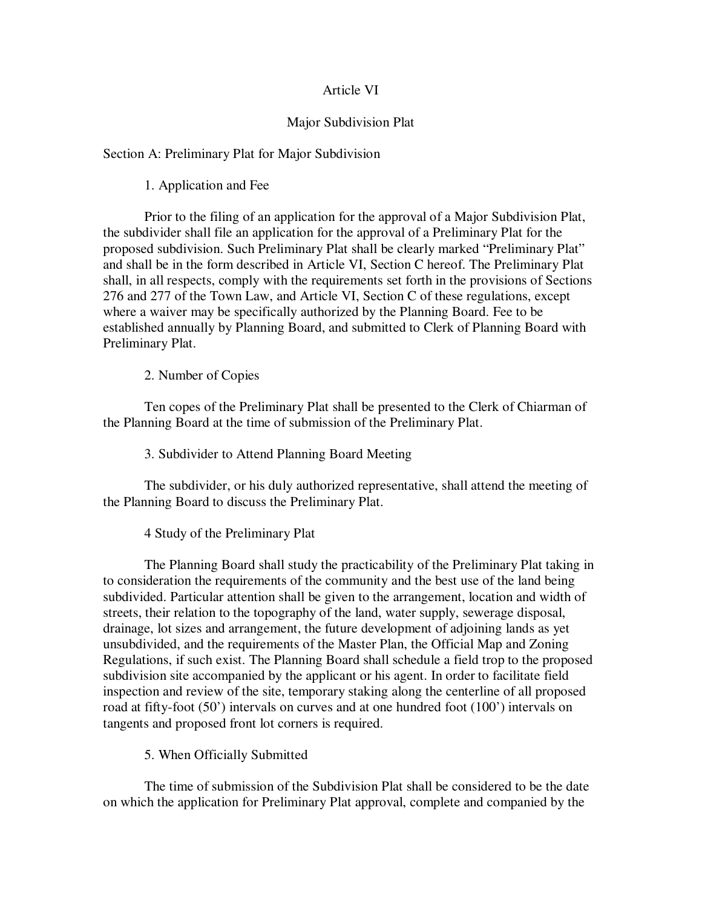# Article VI

## Major Subdivision Plat

### Section A: Preliminary Plat for Major Subdivision

1. Application and Fee

Prior to the filing of an application for the approval of a Major Subdivision Plat, the subdivider shall file an application for the approval of a Preliminary Plat for the proposed subdivision. Such Preliminary Plat shall be clearly marked "Preliminary Plat" and shall be in the form described in Article VI, Section C hereof. The Preliminary Plat shall, in all respects, comply with the requirements set forth in the provisions of Sections 276 and 277 of the Town Law, and Article VI, Section C of these regulations, except where a waiver may be specifically authorized by the Planning Board. Fee to be established annually by Planning Board, and submitted to Clerk of Planning Board with Preliminary Plat.

2. Number of Copies

Ten copes of the Preliminary Plat shall be presented to the Clerk of Chiarman of the Planning Board at the time of submission of the Preliminary Plat.

3. Subdivider to Attend Planning Board Meeting

The subdivider, or his duly authorized representative, shall attend the meeting of the Planning Board to discuss the Preliminary Plat.

4 Study of the Preliminary Plat

The Planning Board shall study the practicability of the Preliminary Plat taking in to consideration the requirements of the community and the best use of the land being subdivided. Particular attention shall be given to the arrangement, location and width of streets, their relation to the topography of the land, water supply, sewerage disposal, drainage, lot sizes and arrangement, the future development of adjoining lands as yet unsubdivided, and the requirements of the Master Plan, the Official Map and Zoning Regulations, if such exist. The Planning Board shall schedule a field trop to the proposed subdivision site accompanied by the applicant or his agent. In order to facilitate field inspection and review of the site, temporary staking along the centerline of all proposed road at fifty-foot (50') intervals on curves and at one hundred foot (100') intervals on tangents and proposed front lot corners is required.

5. When Officially Submitted

The time of submission of the Subdivision Plat shall be considered to be the date on which the application for Preliminary Plat approval, complete and companied by the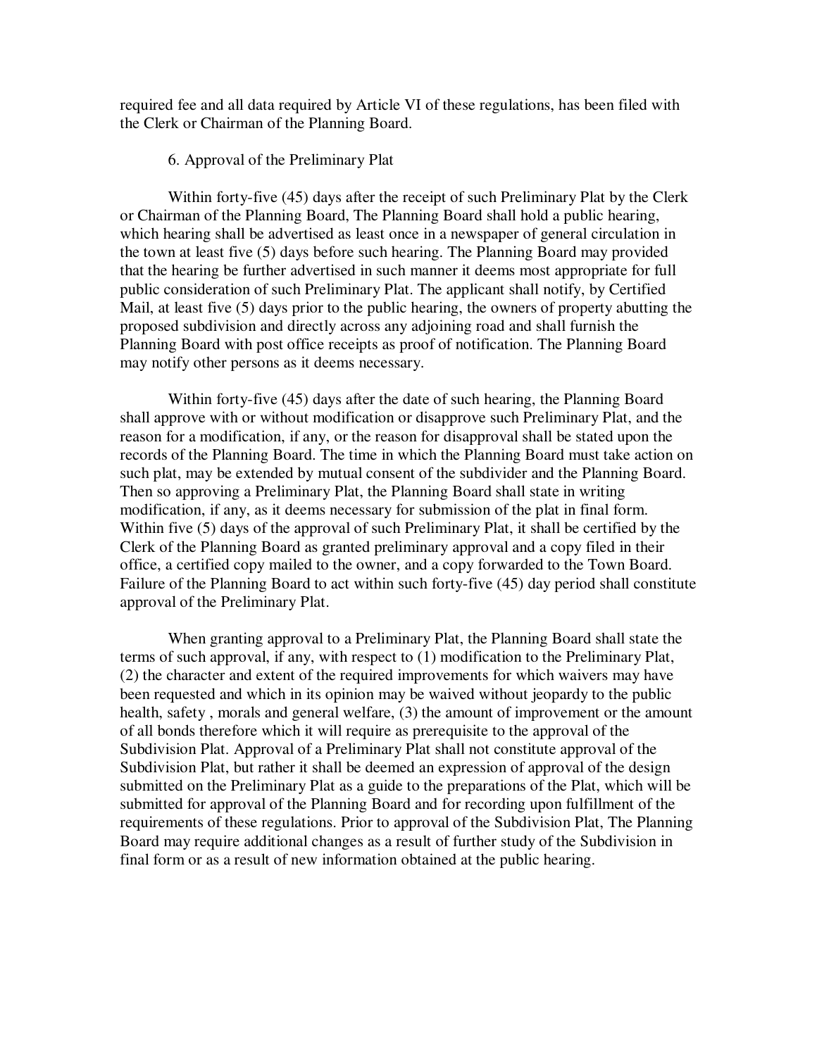required fee and all data required by Article VI of these regulations, has been filed with the Clerk or Chairman of the Planning Board.

6. Approval of the Preliminary Plat

Within forty-five (45) days after the receipt of such Preliminary Plat by the Clerk or Chairman of the Planning Board, The Planning Board shall hold a public hearing, which hearing shall be advertised as least once in a newspaper of general circulation in the town at least five (5) days before such hearing. The Planning Board may provided that the hearing be further advertised in such manner it deems most appropriate for full public consideration of such Preliminary Plat. The applicant shall notify, by Certified Mail, at least five (5) days prior to the public hearing, the owners of property abutting the proposed subdivision and directly across any adjoining road and shall furnish the Planning Board with post office receipts as proof of notification. The Planning Board may notify other persons as it deems necessary.

Within forty-five (45) days after the date of such hearing, the Planning Board shall approve with or without modification or disapprove such Preliminary Plat, and the reason for a modification, if any, or the reason for disapproval shall be stated upon the records of the Planning Board. The time in which the Planning Board must take action on such plat, may be extended by mutual consent of the subdivider and the Planning Board. Then so approving a Preliminary Plat, the Planning Board shall state in writing modification, if any, as it deems necessary for submission of the plat in final form. Within five (5) days of the approval of such Preliminary Plat, it shall be certified by the Clerk of the Planning Board as granted preliminary approval and a copy filed in their office, a certified copy mailed to the owner, and a copy forwarded to the Town Board. Failure of the Planning Board to act within such forty-five (45) day period shall constitute approval of the Preliminary Plat.

When granting approval to a Preliminary Plat, the Planning Board shall state the terms of such approval, if any, with respect to (1) modification to the Preliminary Plat, (2) the character and extent of the required improvements for which waivers may have been requested and which in its opinion may be waived without jeopardy to the public health, safety , morals and general welfare, (3) the amount of improvement or the amount of all bonds therefore which it will require as prerequisite to the approval of the Subdivision Plat. Approval of a Preliminary Plat shall not constitute approval of the Subdivision Plat, but rather it shall be deemed an expression of approval of the design submitted on the Preliminary Plat as a guide to the preparations of the Plat, which will be submitted for approval of the Planning Board and for recording upon fulfillment of the requirements of these regulations. Prior to approval of the Subdivision Plat, The Planning Board may require additional changes as a result of further study of the Subdivision in final form or as a result of new information obtained at the public hearing.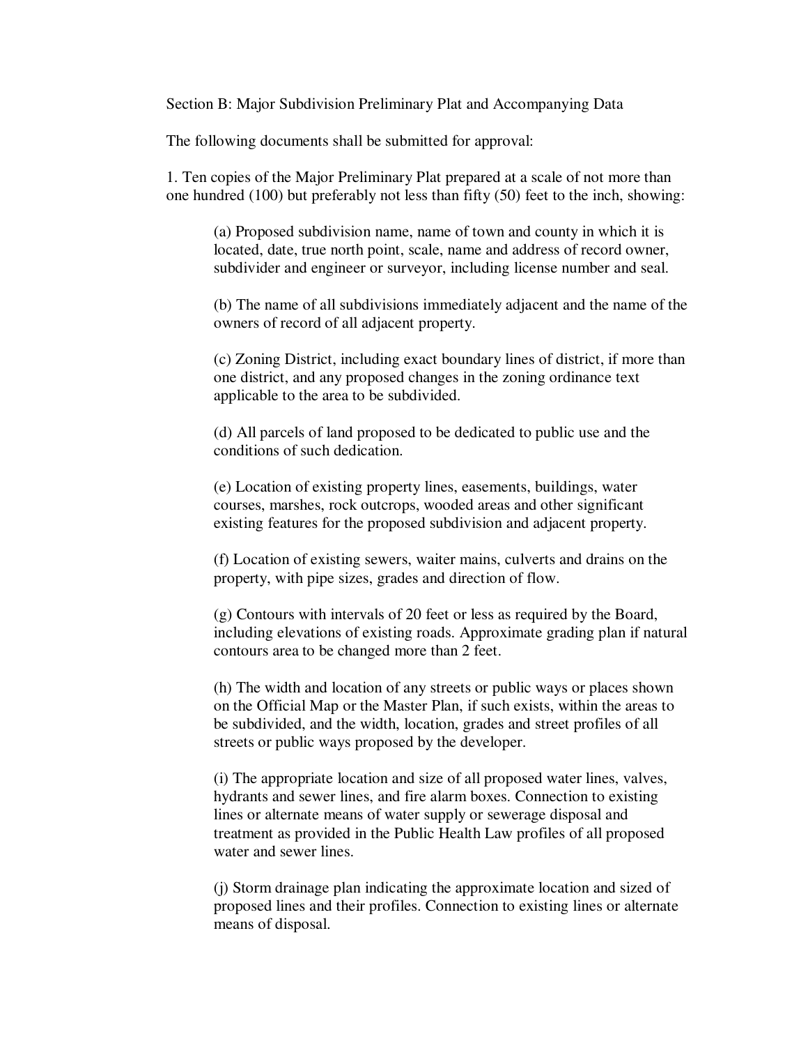Section B: Major Subdivision Preliminary Plat and Accompanying Data

The following documents shall be submitted for approval:

1. Ten copies of the Major Preliminary Plat prepared at a scale of not more than one hundred (100) but preferably not less than fifty (50) feet to the inch, showing:

   (a) Proposed subdivision name, name of town and county in which it is located, date, true north point, scale, name and address of record owner, subdivider and engineer or surveyor, including license number and seal.

   (b) The name of all subdivisions immediately adjacent and the name of the owners of record of all adjacent property.

   (c) Zoning District, including exact boundary lines of district, if more than one district, and any proposed changes in the zoning ordinance text applicable to the area to be subdivided.

   (d) All parcels of land proposed to be dedicated to public use and the conditions of such dedication.

   (e) Location of existing property lines, easements, buildings, water courses, marshes, rock outcrops, wooded areas and other significant existing features for the proposed subdivision and adjacent property.

   (f) Location of existing sewers, waiter mains, culverts and drains on the property, with pipe sizes, grades and direction of flow.

   (g) Contours with intervals of 20 feet or less as required by the Board, including elevations of existing roads. Approximate grading plan if natural contours area to be changed more than 2 feet.

   (h) The width and location of any streets or public ways or places shown on the Official Map or the Master Plan, if such exists, within the areas to be subdivided, and the width, location, grades and street profiles of all streets or public ways proposed by the developer.

   (i) The appropriate location and size of all proposed water lines, valves, hydrants and sewer lines, and fire alarm boxes. Connection to existing lines or alternate means of water supply or sewerage disposal and treatment as provided in the Public Health Law profiles of all proposed water and sewer lines.

   (j) Storm drainage plan indicating the approximate location and sized of proposed lines and their profiles. Connection to existing lines or alternate means of disposal.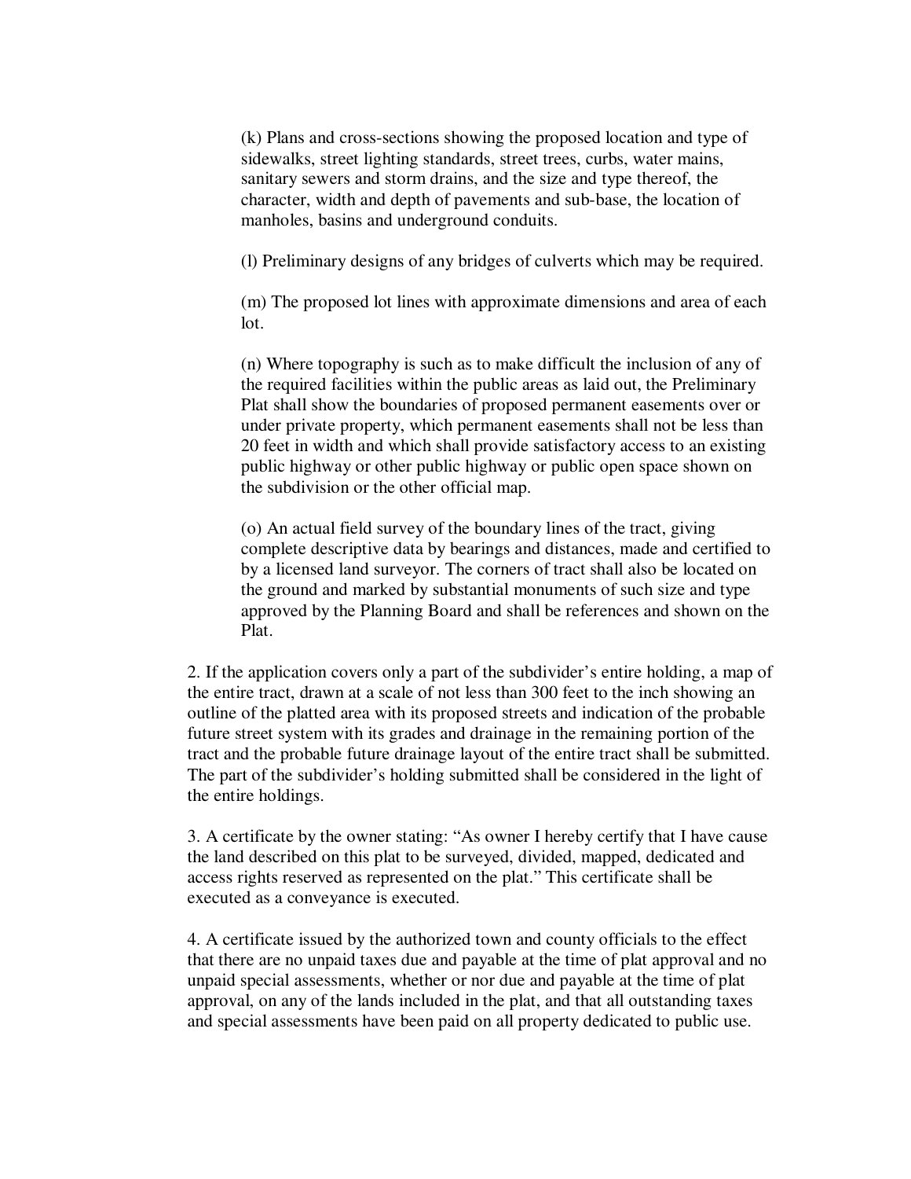(k) Plans and cross-sections showing the proposed location and type of sidewalks, street lighting standards, street trees, curbs, water mains, sanitary sewers and storm drains, and the size and type thereof, the character, width and depth of pavements and sub-base, the location of manholes, basins and underground conduits.

(l) Preliminary designs of any bridges of culverts which may be required.

(m) The proposed lot lines with approximate dimensions and area of each lot.

(n) Where topography is such as to make difficult the inclusion of any of the required facilities within the public areas as laid out, the Preliminary Plat shall show the boundaries of proposed permanent easements over or under private property, which permanent easements shall not be less than 20 feet in width and which shall provide satisfactory access to an existing public highway or other public highway or public open space shown on the subdivision or the other official map.

(o) An actual field survey of the boundary lines of the tract, giving complete descriptive data by bearings and distances, made and certified to by a licensed land surveyor. The corners of tract shall also be located on the ground and marked by substantial monuments of such size and type approved by the Planning Board and shall be references and shown on the Plat.

2. If the application covers only a part of the subdivider's entire holding, a map of the entire tract, drawn at a scale of not less than 300 feet to the inch showing an outline of the platted area with its proposed streets and indication of the probable future street system with its grades and drainage in the remaining portion of the tract and the probable future drainage layout of the entire tract shall be submitted. The part of the subdivider's holding submitted shall be considered in the light of the entire holdings.

3. A certificate by the owner stating: "As owner I hereby certify that I have cause the land described on this plat to be surveyed, divided, mapped, dedicated and access rights reserved as represented on the plat." This certificate shall be executed as a conveyance is executed.

4. A certificate issued by the authorized town and county officials to the effect that there are no unpaid taxes due and payable at the time of plat approval and no unpaid special assessments, whether or nor due and payable at the time of plat approval, on any of the lands included in the plat, and that all outstanding taxes and special assessments have been paid on all property dedicated to public use.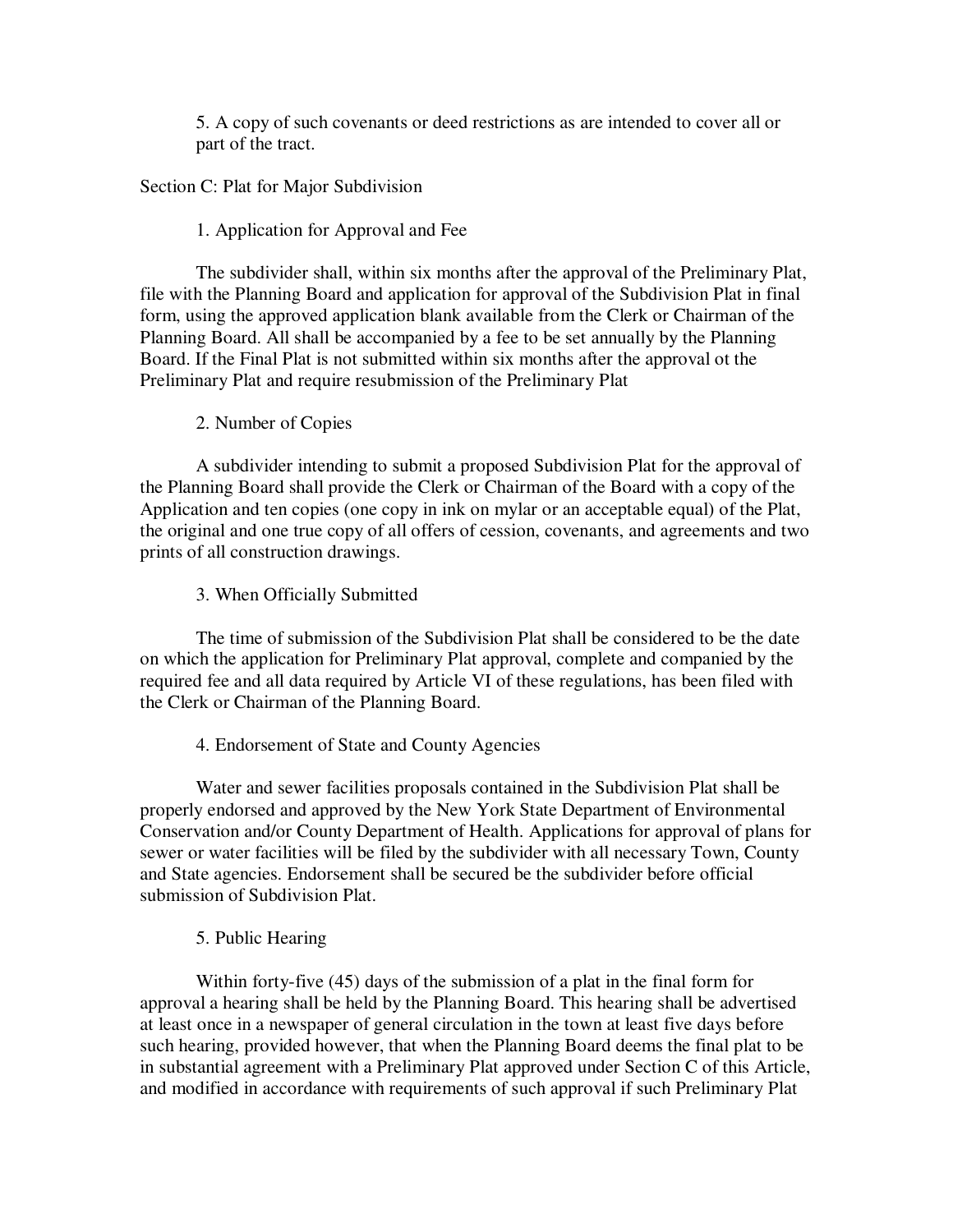5. A copy of such covenants or deed restrictions as are intended to cover all or part of the tract.

Section C: Plat for Major Subdivision

1. Application for Approval and Fee

The subdivider shall, within six months after the approval of the Preliminary Plat, file with the Planning Board and application for approval of the Subdivision Plat in final form, using the approved application blank available from the Clerk or Chairman of the Planning Board. All shall be accompanied by a fee to be set annually by the Planning Board. If the Final Plat is not submitted within six months after the approval ot the Preliminary Plat and require resubmission of the Preliminary Plat

2. Number of Copies

A subdivider intending to submit a proposed Subdivision Plat for the approval of the Planning Board shall provide the Clerk or Chairman of the Board with a copy of the Application and ten copies (one copy in ink on mylar or an acceptable equal) of the Plat, the original and one true copy of all offers of cession, covenants, and agreements and two prints of all construction drawings.

3. When Officially Submitted

The time of submission of the Subdivision Plat shall be considered to be the date on which the application for Preliminary Plat approval, complete and companied by the required fee and all data required by Article VI of these regulations, has been filed with the Clerk or Chairman of the Planning Board.

4. Endorsement of State and County Agencies

Water and sewer facilities proposals contained in the Subdivision Plat shall be properly endorsed and approved by the New York State Department of Environmental Conservation and/or County Department of Health. Applications for approval of plans for sewer or water facilities will be filed by the subdivider with all necessary Town, County and State agencies. Endorsement shall be secured be the subdivider before official submission of Subdivision Plat.

5. Public Hearing

Within forty-five (45) days of the submission of a plat in the final form for approval a hearing shall be held by the Planning Board. This hearing shall be advertised at least once in a newspaper of general circulation in the town at least five days before such hearing, provided however, that when the Planning Board deems the final plat to be in substantial agreement with a Preliminary Plat approved under Section C of this Article, and modified in accordance with requirements of such approval if such Preliminary Plat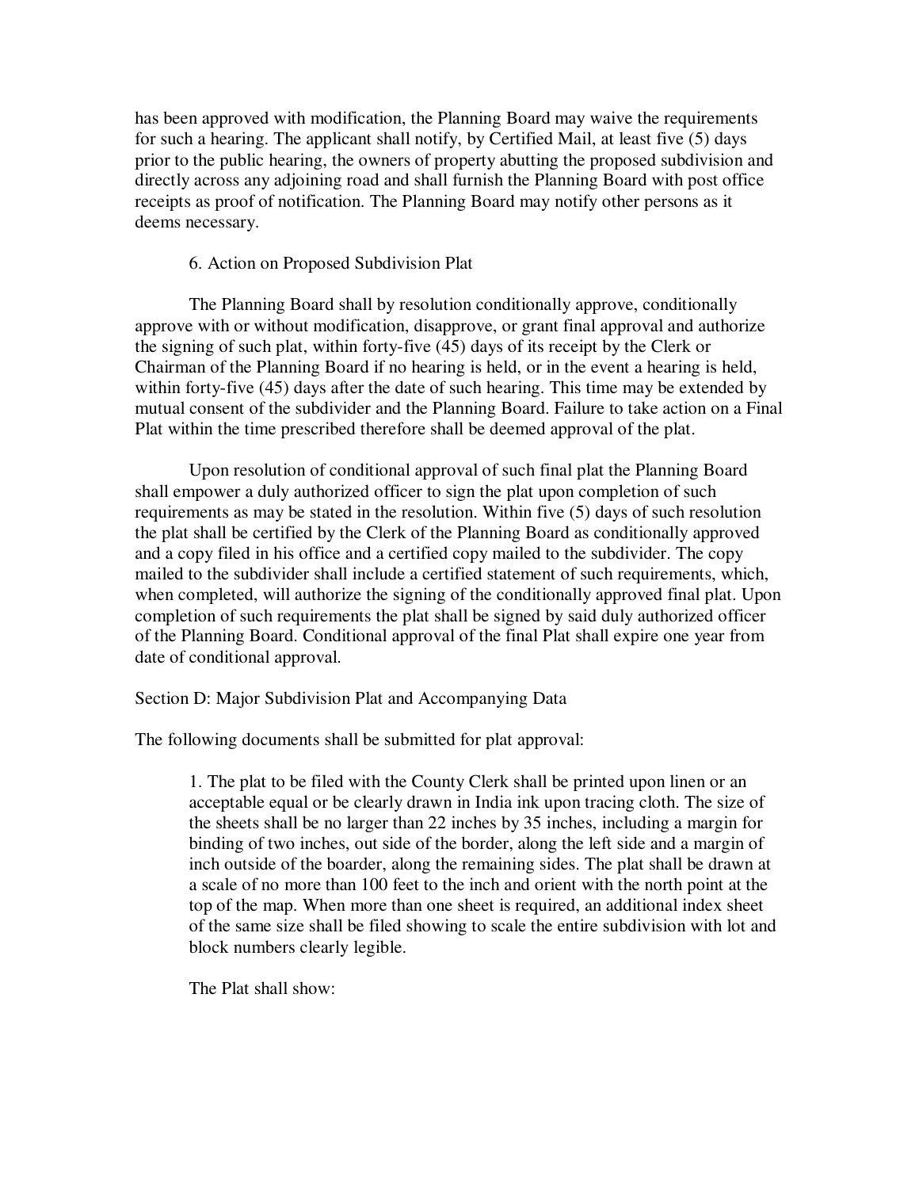has been approved with modification, the Planning Board may waive the requirements for such a hearing. The applicant shall notify, by Certified Mail, at least five (5) days prior to the public hearing, the owners of property abutting the proposed subdivision and directly across any adjoining road and shall furnish the Planning Board with post office receipts as proof of notification. The Planning Board may notify other persons as it deems necessary.

6. Action on Proposed Subdivision Plat

The Planning Board shall by resolution conditionally approve, conditionally approve with or without modification, disapprove, or grant final approval and authorize the signing of such plat, within forty-five (45) days of its receipt by the Clerk or Chairman of the Planning Board if no hearing is held, or in the event a hearing is held, within forty-five (45) days after the date of such hearing. This time may be extended by mutual consent of the subdivider and the Planning Board. Failure to take action on a Final Plat within the time prescribed therefore shall be deemed approval of the plat.

Upon resolution of conditional approval of such final plat the Planning Board shall empower a duly authorized officer to sign the plat upon completion of such requirements as may be stated in the resolution. Within five (5) days of such resolution the plat shall be certified by the Clerk of the Planning Board as conditionally approved and a copy filed in his office and a certified copy mailed to the subdivider. The copy mailed to the subdivider shall include a certified statement of such requirements, which, when completed, will authorize the signing of the conditionally approved final plat. Upon completion of such requirements the plat shall be signed by said duly authorized officer of the Planning Board. Conditional approval of the final Plat shall expire one year from date of conditional approval.

Section D: Major Subdivision Plat and Accompanying Data

The following documents shall be submitted for plat approval:

1. The plat to be filed with the County Clerk shall be printed upon linen or an acceptable equal or be clearly drawn in India ink upon tracing cloth. The size of the sheets shall be no larger than 22 inches by 35 inches, including a margin for binding of two inches, out side of the border, along the left side and a margin of inch outside of the boarder, along the remaining sides. The plat shall be drawn at a scale of no more than 100 feet to the inch and orient with the north point at the top of the map. When more than one sheet is required, an additional index sheet of the same size shall be filed showing to scale the entire subdivision with lot and block numbers clearly legible.

The Plat shall show: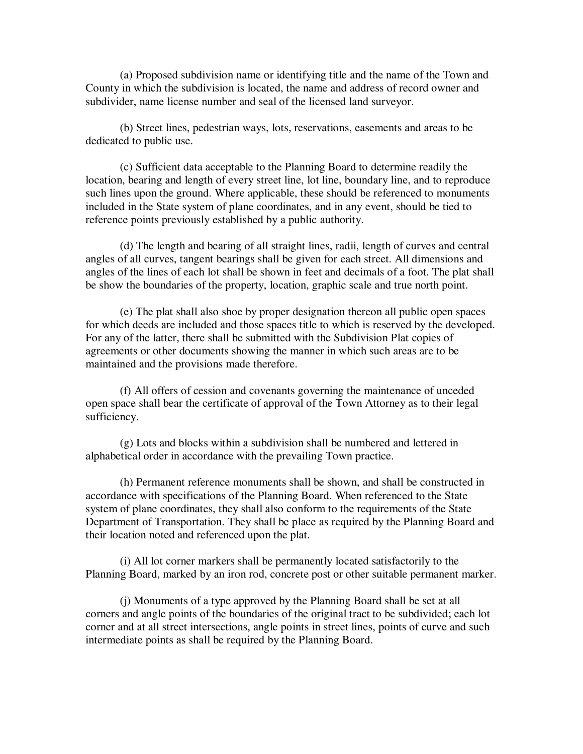(a) Proposed subdivision name or identifying title and the name of the Town and County in which the subdivision is located, the name and address of record owner and subdivider, name license number and seal of the licensed land surveyor.

(b) Street lines, pedestrian ways, lots, reservations, easements and areas to be dedicated to public use.

(c) Sufficient data acceptable to the Planning Board to determine readily the location, bearing and length of every street line, lot line, boundary line, and to reproduce such lines upon the ground. Where applicable, these should be referenced to monuments included in the State system of plane coordinates, and in any event, should be tied to reference points previously established by a public authority.

(d) The length and bearing of all straight lines, radii, length of curves and central angles of all curves, tangent bearings shall be given for each street. All dimensions and angles of the lines of each lot shall be shown in feet and decimals of a foot. The plat shall be show the boundaries of the property, location, graphic scale and true north point.

(e) The plat shall also shoe by proper designation thereon all public open spaces for which deeds are included and those spaces title to which is reserved by the developed. For any of the latter, there shall be submitted with the Subdivision Plat copies of agreements or other documents showing the manner in which such areas are to be maintained and the provisions made therefore.

(f) All offers of cession and covenants governing the maintenance of unceded open space shall bear the certificate of approval of the Town Attorney as to their legal sufficiency.

(g) Lots and blocks within a subdivision shall be numbered and lettered in alphabetical order in accordance with the prevailing Town practice.

(h) Permanent reference monuments shall be shown, and shall be constructed in accordance with specifications of the Planning Board. When referenced to the State system of plane coordinates, they shall also conform to the requirements of the State Department of Transportation. They shall be place as required by the Planning Board and their location noted and referenced upon the plat.

(i) All lot corner markers shall be permanently located satisfactorily to the Planning Board, marked by an iron rod, concrete post or other suitable permanent marker.

(j) Monuments of a type approved by the Planning Board shall be set at all corners and angle points of the boundaries of the original tract to be subdivided; each lot corner and at all street intersections, angle points in street lines, points of curve and such intermediate points as shall be required by the Planning Board.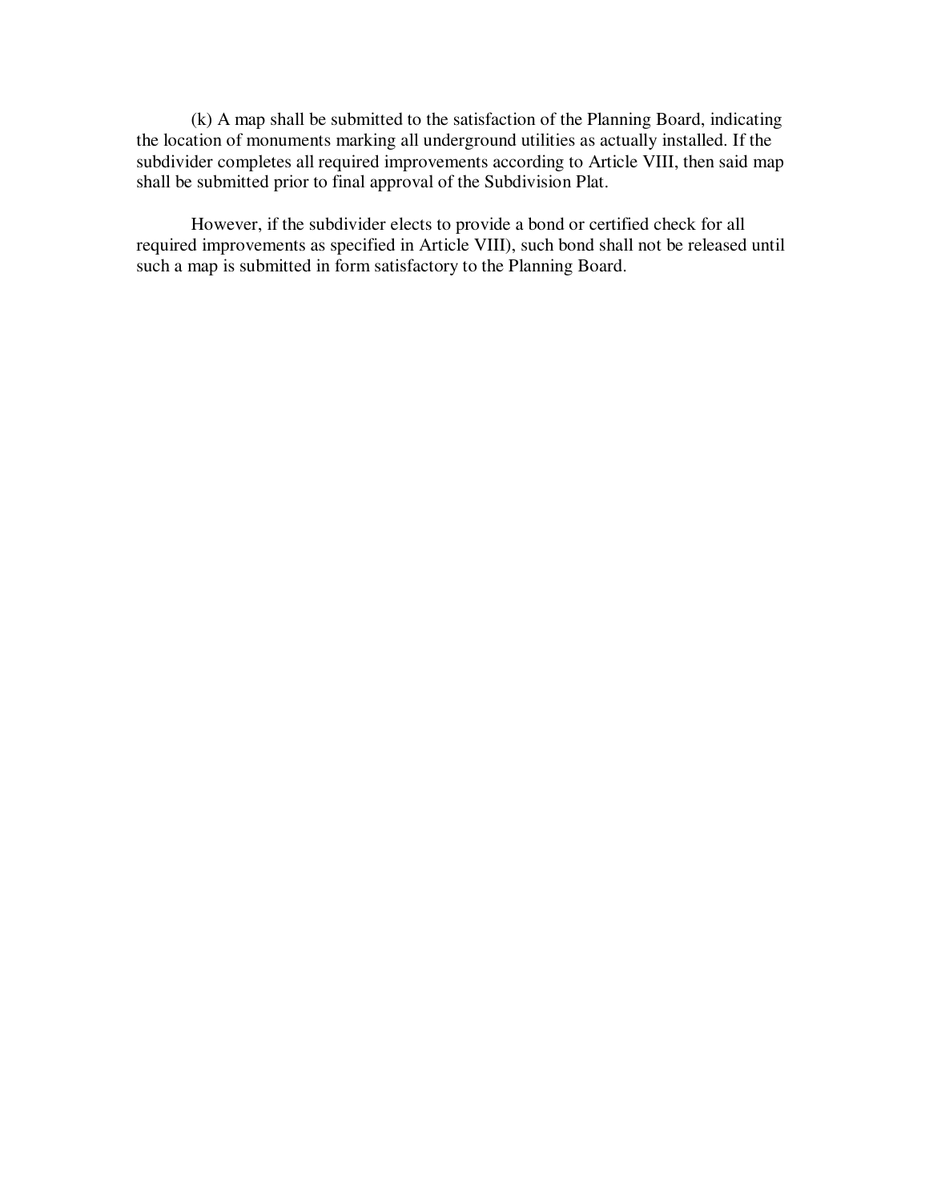(k) A map shall be submitted to the satisfaction of the Planning Board, indicating the location of monuments marking all underground utilities as actually installed. If the subdivider completes all required improvements according to Article VIII, then said map shall be submitted prior to final approval of the Subdivision Plat.

However, if the subdivider elects to provide a bond or certified check for all required improvements as specified in Article VIII), such bond shall not be released until such a map is submitted in form satisfactory to the Planning Board.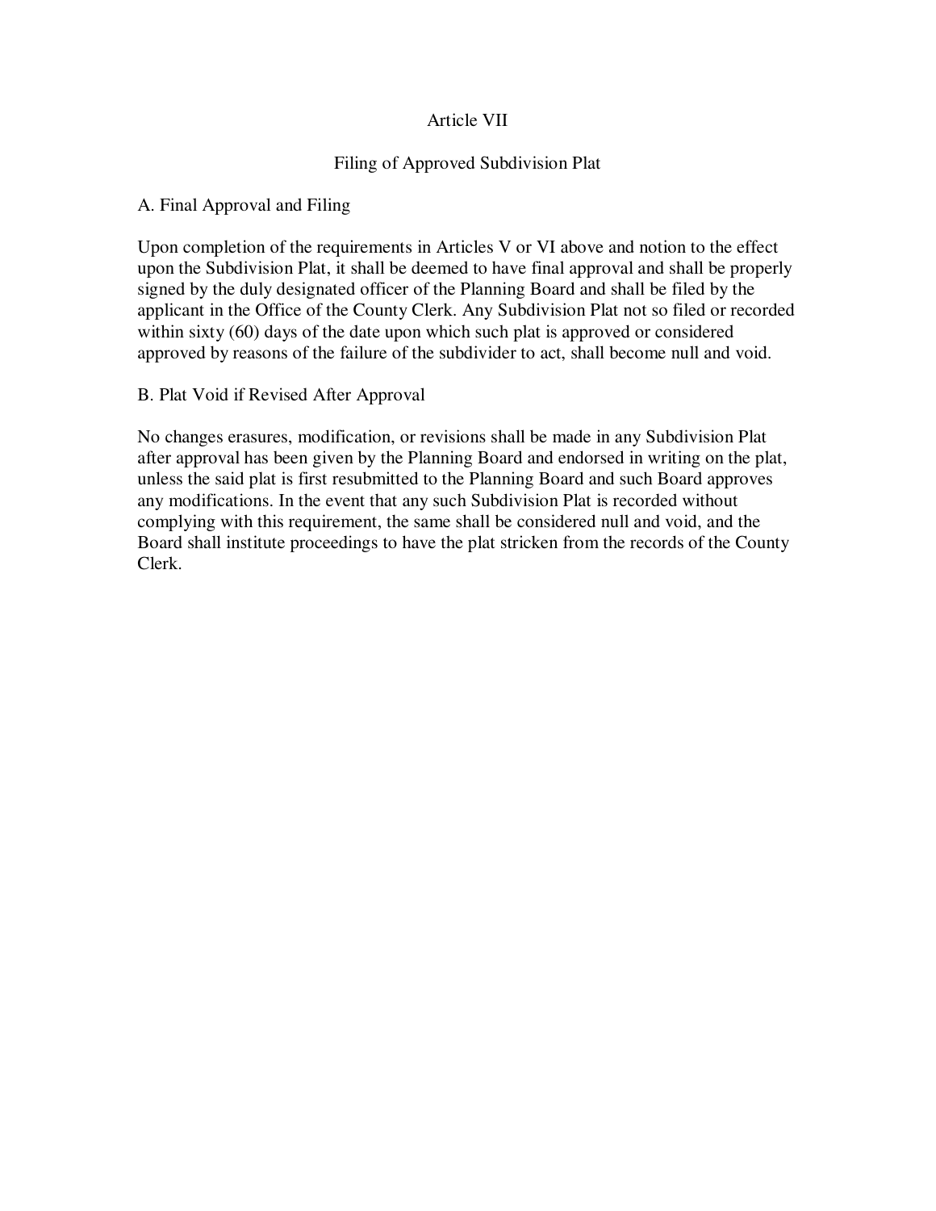# Article VII

## Filing of Approved Subdivision Plat

### A. Final Approval and Filing

Upon completion of the requirements in Articles V or VI above and notion to the effect upon the Subdivision Plat, it shall be deemed to have final approval and shall be properly signed by the duly designated officer of the Planning Board and shall be filed by the applicant in the Office of the County Clerk. Any Subdivision Plat not so filed or recorded within sixty (60) days of the date upon which such plat is approved or considered approved by reasons of the failure of the subdivider to act, shall become null and void.

### B. Plat Void if Revised After Approval

No changes erasures, modification, or revisions shall be made in any Subdivision Plat after approval has been given by the Planning Board and endorsed in writing on the plat, unless the said plat is first resubmitted to the Planning Board and such Board approves any modifications. In the event that any such Subdivision Plat is recorded without complying with this requirement, the same shall be considered null and void, and the Board shall institute proceedings to have the plat stricken from the records of the County Clerk.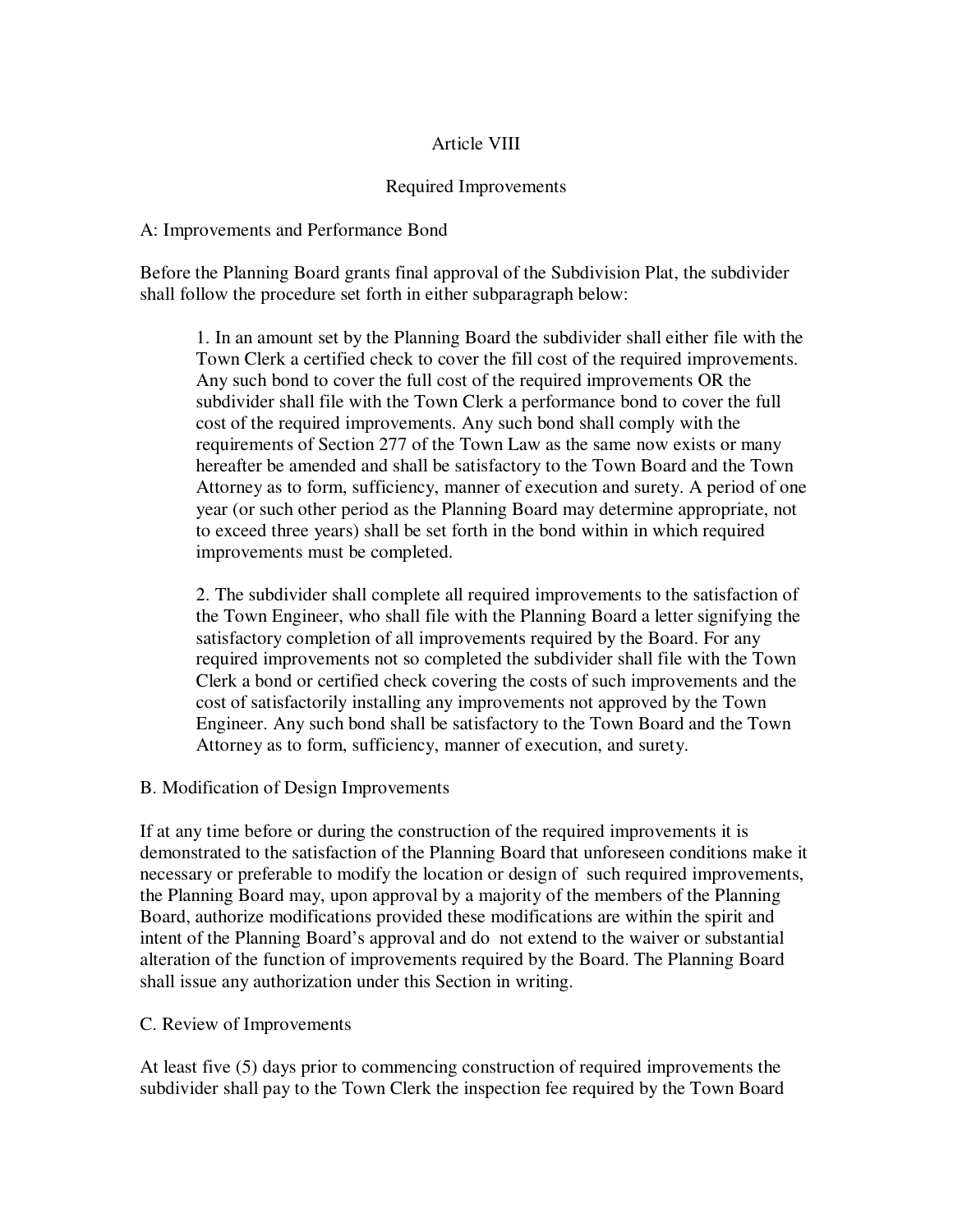# Article VIII

## Required Improvements

### A: Improvements and Performance Bond

Before the Planning Board grants final approval of the Subdivision Plat, the subdivider shall follow the procedure set forth in either subparagraph below:

1. In an amount set by the Planning Board the subdivider shall either file with the Town Clerk a certified check to cover the fill cost of the required improvements. Any such bond to cover the full cost of the required improvements OR the subdivider shall file with the Town Clerk a performance bond to cover the full cost of the required improvements. Any such bond shall comply with the requirements of Section 277 of the Town Law as the same now exists or many hereafter be amended and shall be satisfactory to the Town Board and the Town Attorney as to form, sufficiency, manner of execution and surety. A period of one year (or such other period as the Planning Board may determine appropriate, not to exceed three years) shall be set forth in the bond within in which required improvements must be completed.

2. The subdivider shall complete all required improvements to the satisfaction of the Town Engineer, who shall file with the Planning Board a letter signifying the satisfactory completion of all improvements required by the Board. For any required improvements not so completed the subdivider shall file with the Town Clerk a bond or certified check covering the costs of such improvements and the cost of satisfactorily installing any improvements not approved by the Town Engineer. Any such bond shall be satisfactory to the Town Board and the Town Attorney as to form, sufficiency, manner of execution, and surety.

### B. Modification of Design Improvements

If at any time before or during the construction of the required improvements it is demonstrated to the satisfaction of the Planning Board that unforeseen conditions make it necessary or preferable to modify the location or design of such required improvements, the Planning Board may, upon approval by a majority of the members of the Planning Board, authorize modifications provided these modifications are within the spirit and intent of the Planning Board's approval and do not extend to the waiver or substantial alteration of the function of improvements required by the Board. The Planning Board shall issue any authorization under this Section in writing.

### C. Review of Improvements

At least five (5) days prior to commencing construction of required improvements the subdivider shall pay to the Town Clerk the inspection fee required by the Town Board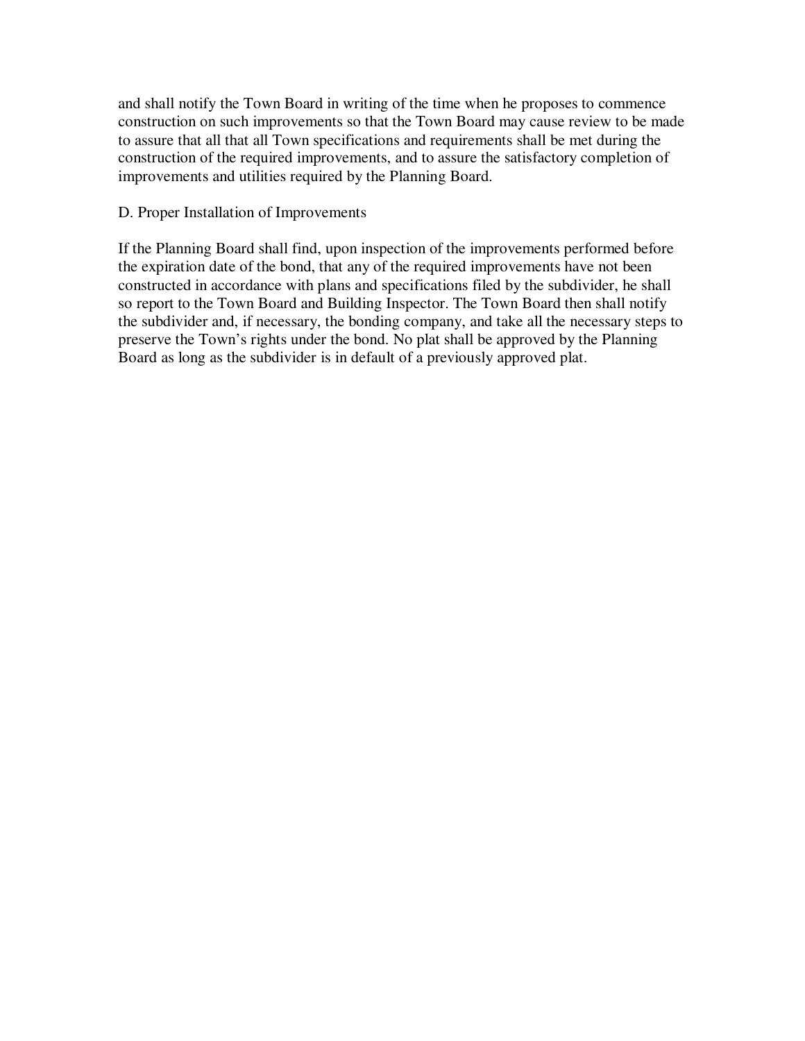and shall notify the Town Board in writing of the time when he proposes to commence construction on such improvements so that the Town Board may cause review to be made to assure that all that all Town specifications and requirements shall be met during the construction of the required improvements, and to assure the satisfactory completion of improvements and utilities required by the Planning Board.

D. Proper Installation of Improvements

If the Planning Board shall find, upon inspection of the improvements performed before the expiration date of the bond, that any of the required improvements have not been constructed in accordance with plans and specifications filed by the subdivider, he shall so report to the Town Board and Building Inspector. The Town Board then shall notify the subdivider and, if necessary, the bonding company, and take all the necessary steps to preserve the Town's rights under the bond. No plat shall be approved by the Planning Board as long as the subdivider is in default of a previously approved plat.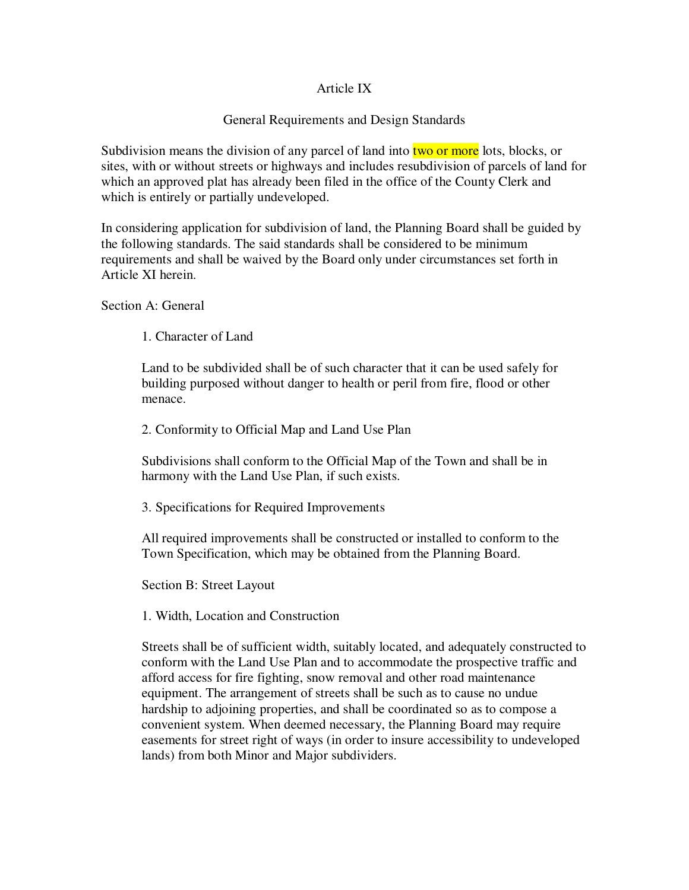# Article IX

## General Requirements and Design Standards

Subdivision means the division of any parcel of land into two or more lots, blocks, or sites, with or without streets or highways and includes resubdivision of parcels of land for which an approved plat has already been filed in the office of the County Clerk and which is entirely or partially undeveloped.

In considering application for subdivision of land, the Planning Board shall be guided by the following standards. The said standards shall be considered to be minimum requirements and shall be waived by the Board only under circumstances set forth in Article XI herein.

### Section A: General

1. Character of Land

Land to be subdivided shall be of such character that it can be used safely for building purposed without danger to health or peril from fire, flood or other menace.

2. Conformity to Official Map and Land Use Plan

Subdivisions shall conform to the Official Map of the Town and shall be in harmony with the Land Use Plan, if such exists.

3. Specifications for Required Improvements

All required improvements shall be constructed or installed to conform to the Town Specification, which may be obtained from the Planning Board.

### Section B: Street Layout

1. Width, Location and Construction

Streets shall be of sufficient width, suitably located, and adequately constructed to conform with the Land Use Plan and to accommodate the prospective traffic and afford access for fire fighting, snow removal and other road maintenance equipment. The arrangement of streets shall be such as to cause no undue hardship to adjoining properties, and shall be coordinated so as to compose a convenient system. When deemed necessary, the Planning Board may require easements for street right of ways (in order to insure accessibility to undeveloped lands) from both Minor and Major subdividers.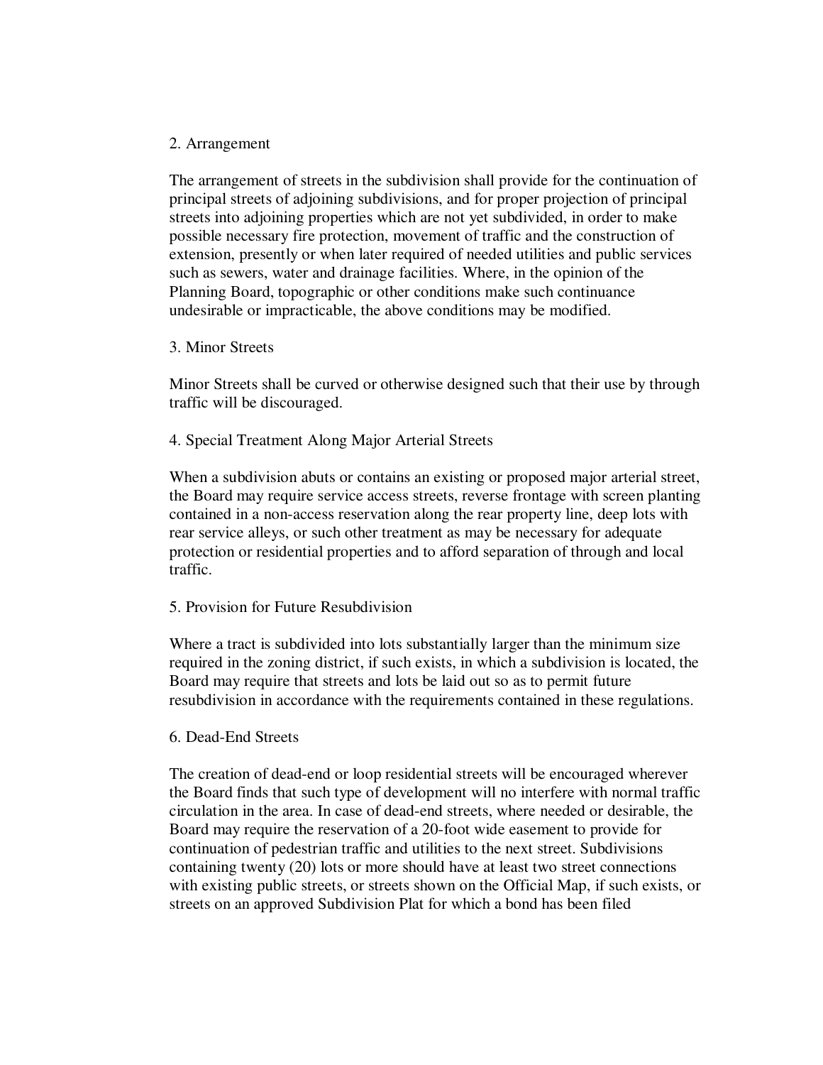2. Arrangement

The arrangement of streets in the subdivision shall provide for the continuation of principal streets of adjoining subdivisions, and for proper projection of principal streets into adjoining properties which are not yet subdivided, in order to make possible necessary fire protection, movement of traffic and the construction of extension, presently or when later required of needed utilities and public services such as sewers, water and drainage facilities. Where, in the opinion of the Planning Board, topographic or other conditions make such continuance undesirable or impracticable, the above conditions may be modified.

3. Minor Streets

Minor Streets shall be curved or otherwise designed such that their use by through traffic will be discouraged.

4. Special Treatment Along Major Arterial Streets

When a subdivision abuts or contains an existing or proposed major arterial street, the Board may require service access streets, reverse frontage with screen planting contained in a non-access reservation along the rear property line, deep lots with rear service alleys, or such other treatment as may be necessary for adequate protection or residential properties and to afford separation of through and local traffic.

5. Provision for Future Resubdivision

Where a tract is subdivided into lots substantially larger than the minimum size required in the zoning district, if such exists, in which a subdivision is located, the Board may require that streets and lots be laid out so as to permit future resubdivision in accordance with the requirements contained in these regulations.

6. Dead-End Streets

The creation of dead-end or loop residential streets will be encouraged wherever the Board finds that such type of development will no interfere with normal traffic circulation in the area. In case of dead-end streets, where needed or desirable, the Board may require the reservation of a 20-foot wide easement to provide for continuation of pedestrian traffic and utilities to the next street. Subdivisions containing twenty (20) lots or more should have at least two street connections with existing public streets, or streets shown on the Official Map, if such exists, or streets on an approved Subdivision Plat for which a bond has been filed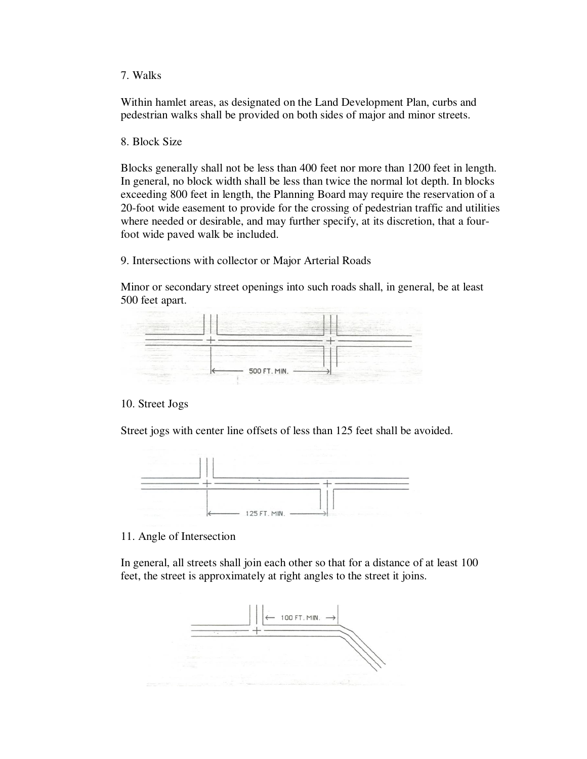### 7. Walks

Within hamlet areas, as designated on the Land Development Plan, curbs and pedestrian walks shall be provided on both sides of major and minor streets.

### 8. Block Size

Blocks generally shall not be less than 400 feet nor more than 1200 feet in length. In general, no block width shall be less than twice the normal lot depth. In blocks exceeding 800 feet in length, the Planning Board may require the reservation of a 20-foot wide easement to provide for the crossing of pedestrian traffic and utilities where needed or desirable, and may further specify, at its discretion, that a four-foot wide paved walk be included.

### 9. Intersections with collector or Major Arterial Roads

Minor or secondary street openings into such roads shall, in general, be at least 500 feet apart.

500 FT. MIN.

### 10. Street Jogs

Street jogs with center line offsets of less than 125 feet shall be avoided.

125 FT. MIN.

### 11. Angle of Intersection

In general, all streets shall join each other so that for a distance of at least 100 feet, the street is approximately at right angles to the street it joins.

100 FT. MIN.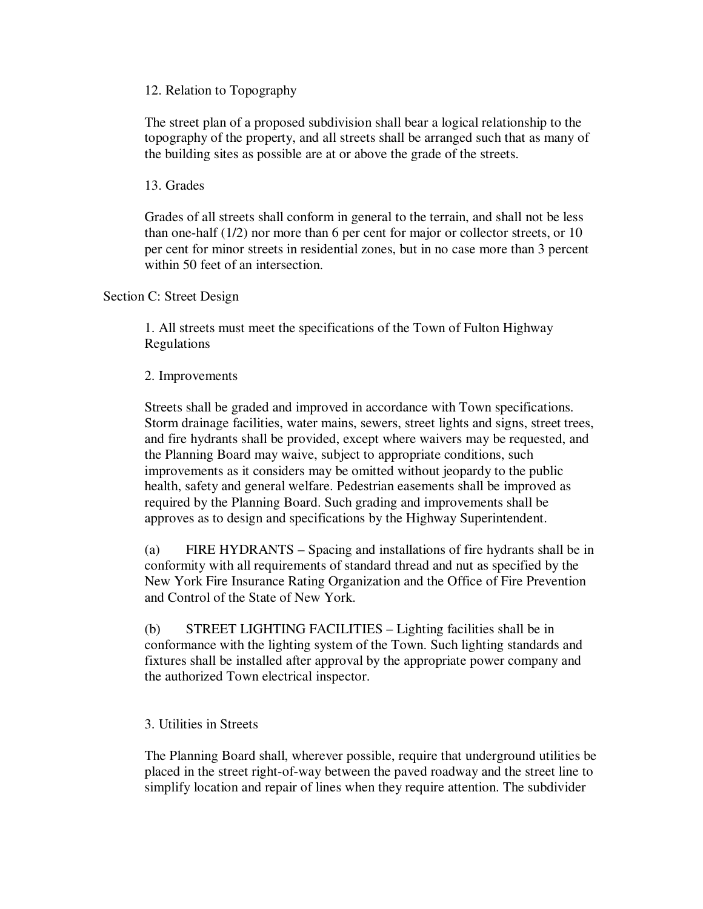12. Relation to Topography

The street plan of a proposed subdivision shall bear a logical relationship to the topography of the property, and all streets shall be arranged such that as many of the building sites as possible are at or above the grade of the streets.

13. Grades

Grades of all streets shall conform in general to the terrain, and shall not be less than one-half (1/2) nor more than 6 per cent for major or collector streets, or 10 per cent for minor streets in residential zones, but in no case more than 3 percent within 50 feet of an intersection.

## Section C: Street Design

1. All streets must meet the specifications of the Town of Fulton Highway Regulations

2. Improvements

Streets shall be graded and improved in accordance with Town specifications. Storm drainage facilities, water mains, sewers, street lights and signs, street trees, and fire hydrants shall be provided, except where waivers may be requested, and the Planning Board may waive, subject to appropriate conditions, such improvements as it considers may be omitted without jeopardy to the public health, safety and general welfare. Pedestrian easements shall be improved as required by the Planning Board. Such grading and improvements shall be approves as to design and specifications by the Highway Superintendent.

(a) FIRE HYDRANTS – Spacing and installations of fire hydrants shall be in conformity with all requirements of standard thread and nut as specified by the New York Fire Insurance Rating Organization and the Office of Fire Prevention and Control of the State of New York.

(b) STREET LIGHTING FACILITIES – Lighting facilities shall be in conformance with the lighting system of the Town. Such lighting standards and fixtures shall be installed after approval by the appropriate power company and the authorized Town electrical inspector.

3. Utilities in Streets

The Planning Board shall, wherever possible, require that underground utilities be placed in the street right-of-way between the paved roadway and the street line to simplify location and repair of lines when they require attention. The subdivider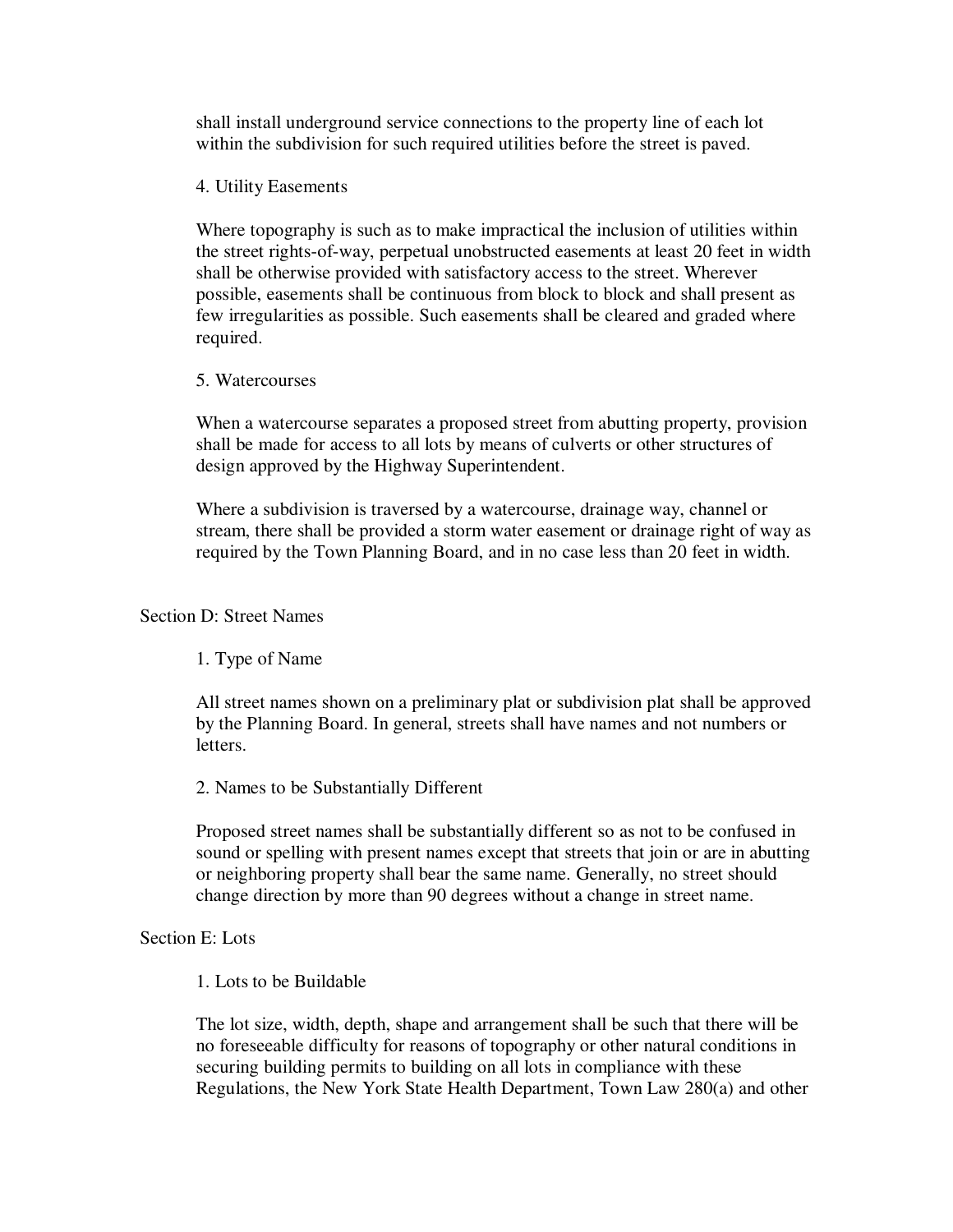shall install underground service connections to the property line of each lot within the subdivision for such required utilities before the street is paved.

4. Utility Easements

Where topography is such as to make impractical the inclusion of utilities within the street rights-of-way, perpetual unobstructed easements at least 20 feet in width shall be otherwise provided with satisfactory access to the street. Wherever possible, easements shall be continuous from block to block and shall present as few irregularities as possible. Such easements shall be cleared and graded where required.

5. Watercourses

When a watercourse separates a proposed street from abutting property, provision shall be made for access to all lots by means of culverts or other structures of design approved by the Highway Superintendent.

Where a subdivision is traversed by a watercourse, drainage way, channel or stream, there shall be provided a storm water easement or drainage right of way as required by the Town Planning Board, and in no case less than 20 feet in width.

## Section D: Street Names

1. Type of Name

All street names shown on a preliminary plat or subdivision plat shall be approved by the Planning Board. In general, streets shall have names and not numbers or letters.

2. Names to be Substantially Different

Proposed street names shall be substantially different so as not to be confused in sound or spelling with present names except that streets that join or are in abutting or neighboring property shall bear the same name. Generally, no street should change direction by more than 90 degrees without a change in street name.

## Section E: Lots

1. Lots to be Buildable

The lot size, width, depth, shape and arrangement shall be such that there will be no foreseeable difficulty for reasons of topography or other natural conditions in securing building permits to building on all lots in compliance with these Regulations, the New York State Health Department, Town Law 280(a) and other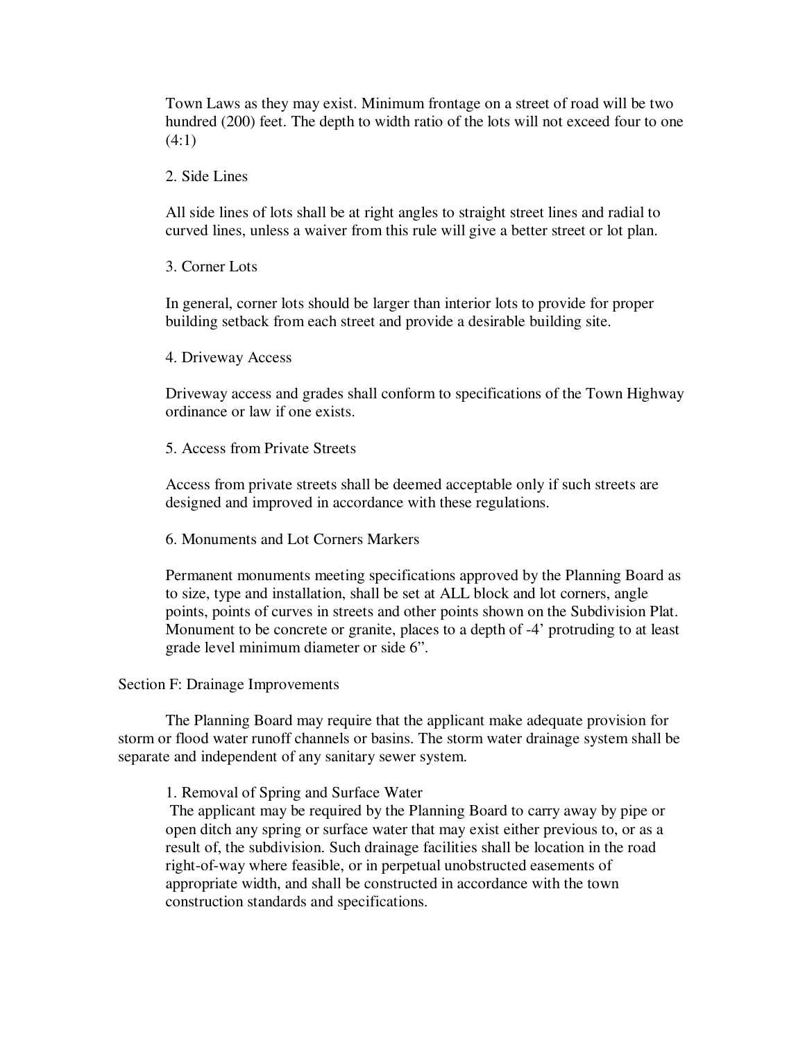Town Laws as they may exist. Minimum frontage on a street of road will be two hundred (200) feet. The depth to width ratio of the lots will not exceed four to one (4:1)

2. Side Lines

All side lines of lots shall be at right angles to straight street lines and radial to curved lines, unless a waiver from this rule will give a better street or lot plan.

3. Corner Lots

In general, corner lots should be larger than interior lots to provide for proper building setback from each street and provide a desirable building site.

4. Driveway Access

Driveway access and grades shall conform to specifications of the Town Highway ordinance or law if one exists.

5. Access from Private Streets

Access from private streets shall be deemed acceptable only if such streets are designed and improved in accordance with these regulations.

6. Monuments and Lot Corners Markers

Permanent monuments meeting specifications approved by the Planning Board as to size, type and installation, shall be set at ALL block and lot corners, angle points, points of curves in streets and other points shown on the Subdivision Plat. Monument to be concrete or granite, places to a depth of -4' protruding to at least grade level minimum diameter or side 6".

Section F: Drainage Improvements

The Planning Board may require that the applicant make adequate provision for storm or flood water runoff channels or basins. The storm water drainage system shall be separate and independent of any sanitary sewer system.

1. Removal of Spring and Surface Water

The applicant may be required by the Planning Board to carry away by pipe or open ditch any spring or surface water that may exist either previous to, or as a result of, the subdivision. Such drainage facilities shall be location in the road right-of-way where feasible, or in perpetual unobstructed easements of appropriate width, and shall be constructed in accordance with the town construction standards and specifications.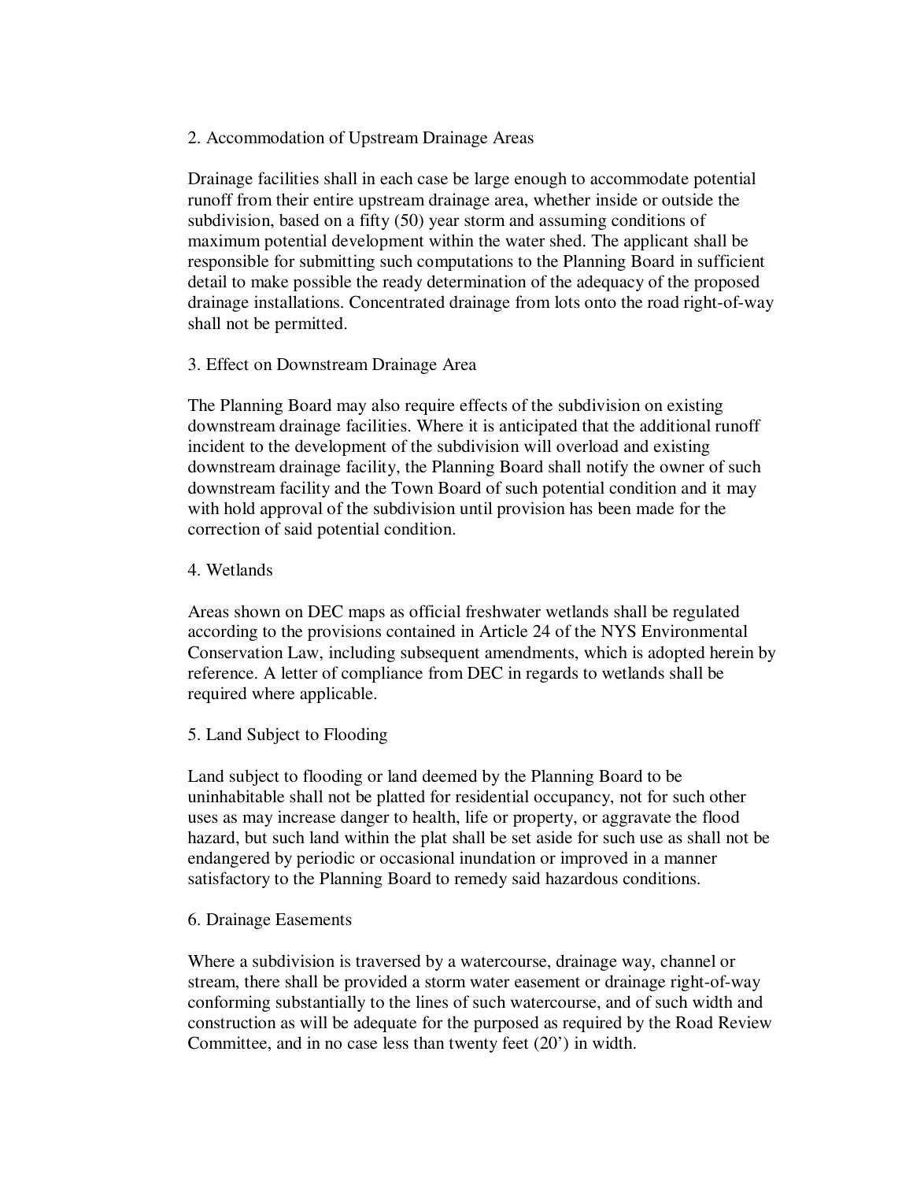### 2. Accommodation of Upstream Drainage Areas

Drainage facilities shall in each case be large enough to accommodate potential runoff from their entire upstream drainage area, whether inside or outside the subdivision, based on a fifty (50) year storm and assuming conditions of maximum potential development within the water shed. The applicant shall be responsible for submitting such computations to the Planning Board in sufficient detail to make possible the ready determination of the adequacy of the proposed drainage installations. Concentrated drainage from lots onto the road right-of-way shall not be permitted.

### 3. Effect on Downstream Drainage Area

The Planning Board may also require effects of the subdivision on existing downstream drainage facilities. Where it is anticipated that the additional runoff incident to the development of the subdivision will overload and existing downstream drainage facility, the Planning Board shall notify the owner of such downstream facility and the Town Board of such potential condition and it may with hold approval of the subdivision until provision has been made for the correction of said potential condition.

### 4. Wetlands

Areas shown on DEC maps as official freshwater wetlands shall be regulated according to the provisions contained in Article 24 of the NYS Environmental Conservation Law, including subsequent amendments, which is adopted herein by reference. A letter of compliance from DEC in regards to wetlands shall be required where applicable.

### 5. Land Subject to Flooding

Land subject to flooding or land deemed by the Planning Board to be uninhabitable shall not be platted for residential occupancy, not for such other uses as may increase danger to health, life or property, or aggravate the flood hazard, but such land within the plat shall be set aside for such use as shall not be endangered by periodic or occasional inundation or improved in a manner satisfactory to the Planning Board to remedy said hazardous conditions.

### 6. Drainage Easements

Where a subdivision is traversed by a watercourse, drainage way, channel or stream, there shall be provided a storm water easement or drainage right-of-way conforming substantially to the lines of such watercourse, and of such width and construction as will be adequate for the purposed as required by the Road Review Committee, and in no case less than twenty feet (20') in width.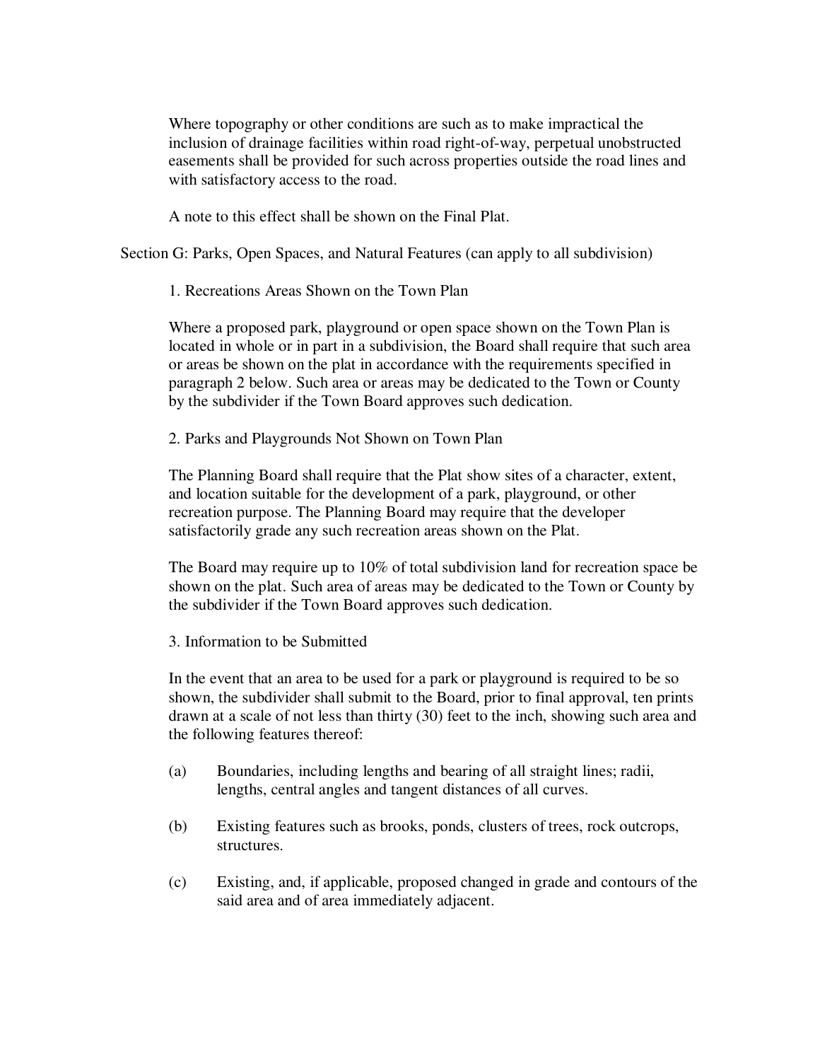Where topography or other conditions are such as to make impractical the inclusion of drainage facilities within road right-of-way, perpetual unobstructed easements shall be provided for such across properties outside the road lines and with satisfactory access to the road.

A note to this effect shall be shown on the Final Plat.

## Section G: Parks, Open Spaces, and Natural Features (can apply to all subdivision)

### 1. Recreations Areas Shown on the Town Plan

Where a proposed park, playground or open space shown on the Town Plan is located in whole or in part in a subdivision, the Board shall require that such area or areas be shown on the plat in accordance with the requirements specified in paragraph 2 below. Such area or areas may be dedicated to the Town or County by the subdivider if the Town Board approves such dedication.

### 2. Parks and Playgrounds Not Shown on Town Plan

The Planning Board shall require that the Plat show sites of a character, extent, and location suitable for the development of a park, playground, or other recreation purpose. The Planning Board may require that the developer satisfactorily grade any such recreation areas shown on the Plat.

The Board may require up to 10% of total subdivision land for recreation space be shown on the plat. Such area of areas may be dedicated to the Town or County by the subdivider if the Town Board approves such dedication.

### 3. Information to be Submitted

In the event that an area to be used for a park or playground is required to be so shown, the subdivider shall submit to the Board, prior to final approval, ten prints drawn at a scale of not less than thirty (30) feet to the inch, showing such area and the following features thereof:

(a) Boundaries, including lengths and bearing of all straight lines; radii, lengths, central angles and tangent distances of all curves.

(b) Existing features such as brooks, ponds, clusters of trees, rock outcrops, structures.

(c) Existing, and, if applicable, proposed changed in grade and contours of the said area and of area immediately adjacent.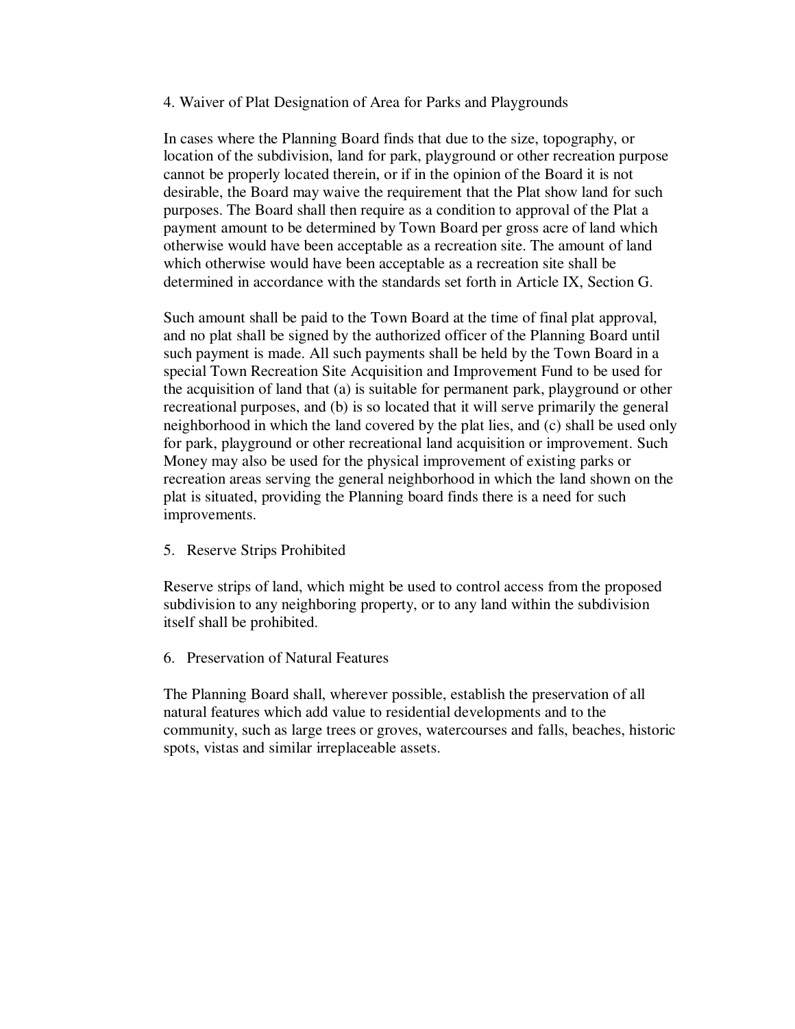4. Waiver of Plat Designation of Area for Parks and Playgrounds

In cases where the Planning Board finds that due to the size, topography, or location of the subdivision, land for park, playground or other recreation purpose cannot be properly located therein, or if in the opinion of the Board it is not desirable, the Board may waive the requirement that the Plat show land for such purposes. The Board shall then require as a condition to approval of the Plat a payment amount to be determined by Town Board per gross acre of land which otherwise would have been acceptable as a recreation site. The amount of land which otherwise would have been acceptable as a recreation site shall be determined in accordance with the standards set forth in Article IX, Section G.

Such amount shall be paid to the Town Board at the time of final plat approval, and no plat shall be signed by the authorized officer of the Planning Board until such payment is made. All such payments shall be held by the Town Board in a special Town Recreation Site Acquisition and Improvement Fund to be used for the acquisition of land that (a) is suitable for permanent park, playground or other recreational purposes, and (b) is so located that it will serve primarily the general neighborhood in which the land covered by the plat lies, and (c) shall be used only for park, playground or other recreational land acquisition or improvement. Such Money may also be used for the physical improvement of existing parks or recreation areas serving the general neighborhood in which the land shown on the plat is situated, providing the Planning board finds there is a need for such improvements.

5. Reserve Strips Prohibited

Reserve strips of land, which might be used to control access from the proposed subdivision to any neighboring property, or to any land within the subdivision itself shall be prohibited.

6. Preservation of Natural Features

The Planning Board shall, wherever possible, establish the preservation of all natural features which add value to residential developments and to the community, such as large trees or groves, watercourses and falls, beaches, historic spots, vistas and similar irreplaceable assets.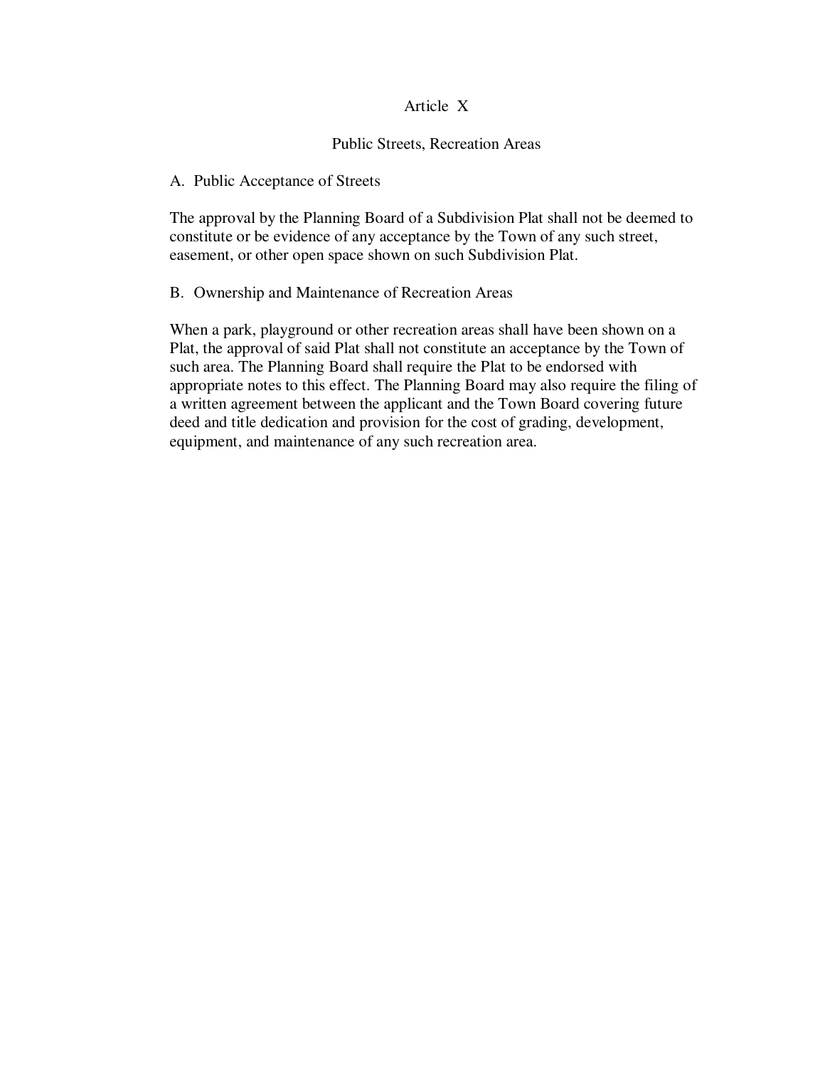# Article X

## Public Streets, Recreation Areas

### A. Public Acceptance of Streets

The approval by the Planning Board of a Subdivision Plat shall not be deemed to constitute or be evidence of any acceptance by the Town of any such street, easement, or other open space shown on such Subdivision Plat.

### B. Ownership and Maintenance of Recreation Areas

When a park, playground or other recreation areas shall have been shown on a Plat, the approval of said Plat shall not constitute an acceptance by the Town of such area. The Planning Board shall require the Plat to be endorsed with appropriate notes to this effect. The Planning Board may also require the filing of a written agreement between the applicant and the Town Board covering future deed and title dedication and provision for the cost of grading, development, equipment, and maintenance of any such recreation area.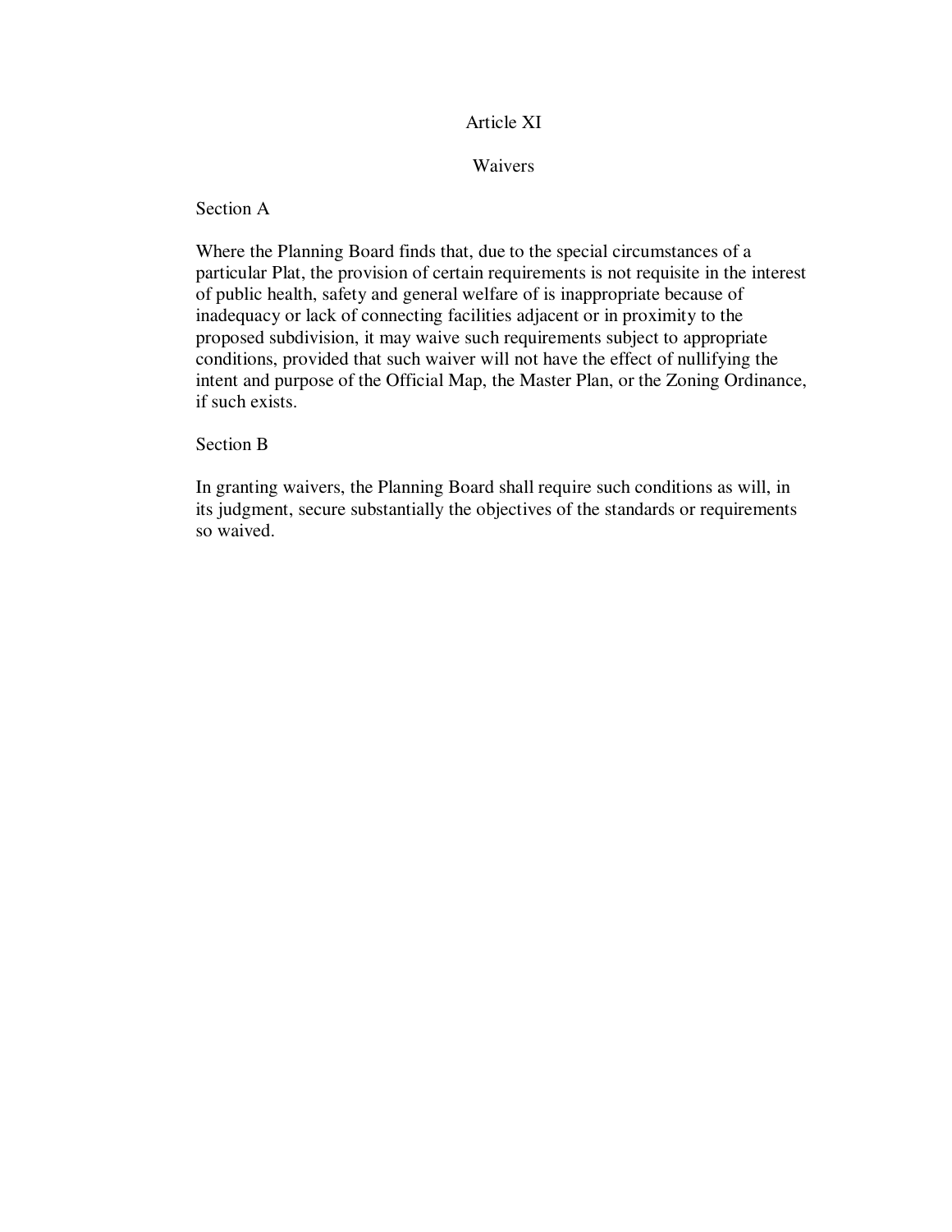# Article XI

## Waivers

### Section A

Where the Planning Board finds that, due to the special circumstances of a particular Plat, the provision of certain requirements is not requisite in the interest of public health, safety and general welfare of is inappropriate because of inadequacy or lack of connecting facilities adjacent or in proximity to the proposed subdivision, it may waive such requirements subject to appropriate conditions, provided that such waiver will not have the effect of nullifying the intent and purpose of the Official Map, the Master Plan, or the Zoning Ordinance, if such exists.

### Section B

In granting waivers, the Planning Board shall require such conditions as will, in its judgment, secure substantially the objectives of the standards or requirements so waived.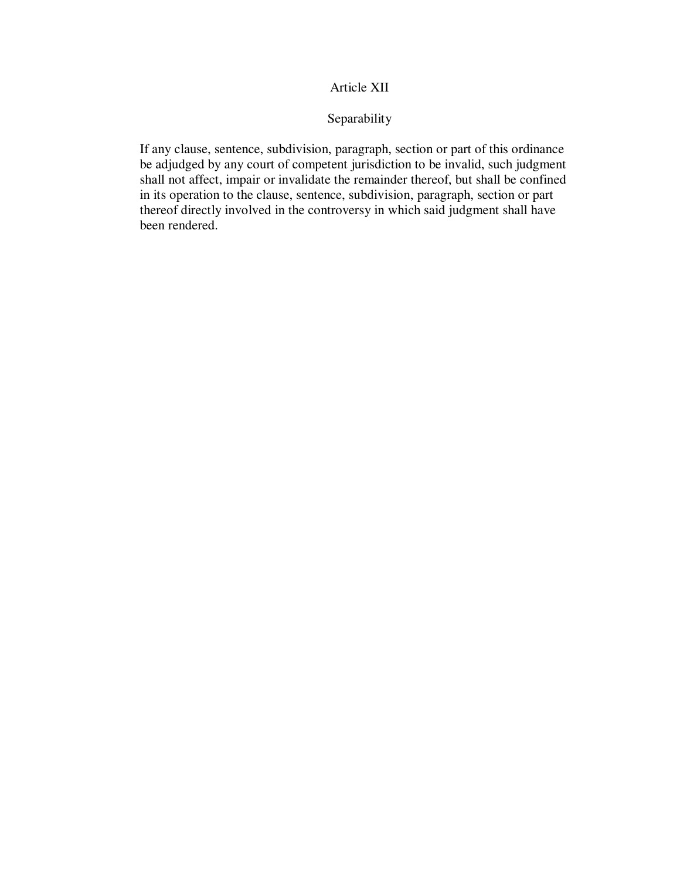## Article XII

### Separability

If any clause, sentence, subdivision, paragraph, section or part of this ordinance be adjudged by any court of competent jurisdiction to be invalid, such judgment shall not affect, impair or invalidate the remainder thereof, but shall be confined in its operation to the clause, sentence, subdivision, paragraph, section or part thereof directly involved in the controversy in which said judgment shall have been rendered.